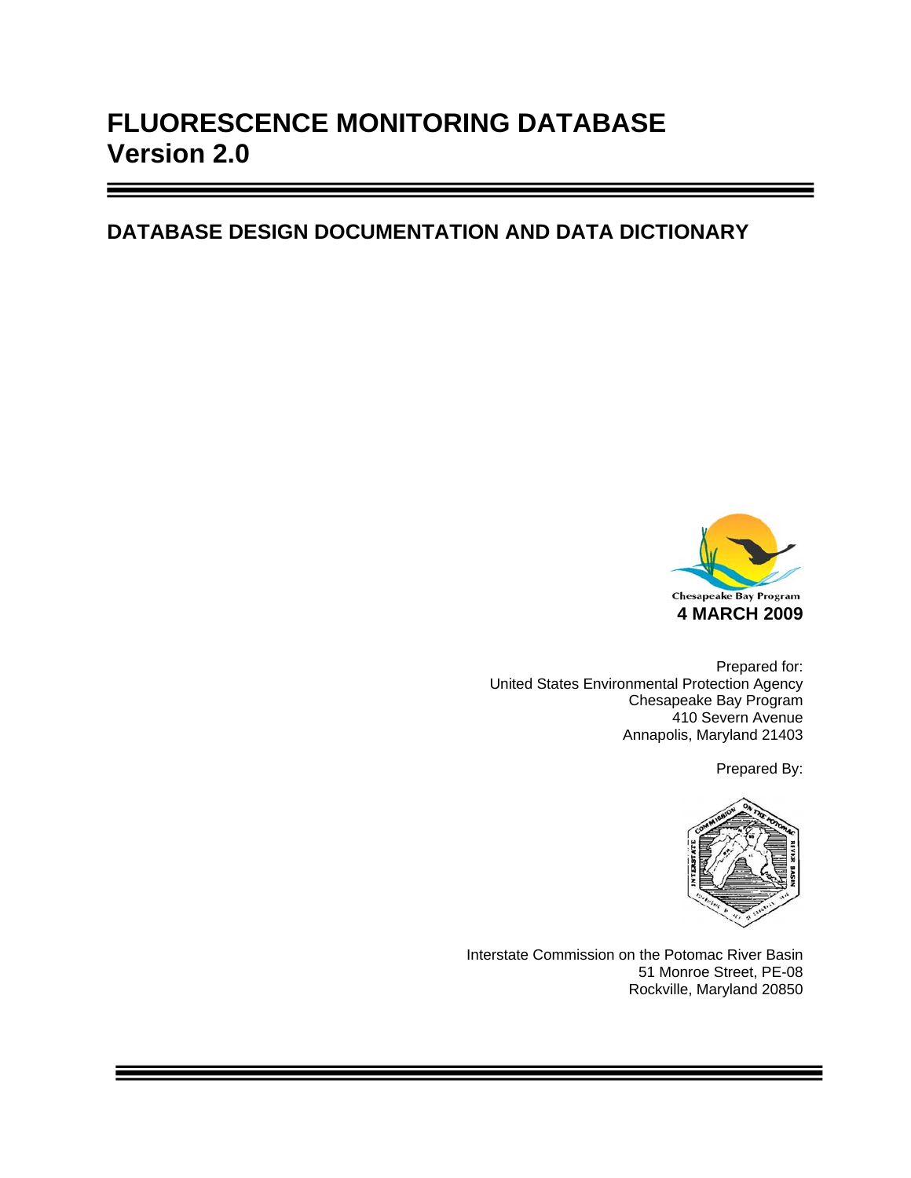# FLUORESCENCE MONITORING DATABASE
# Version 2.0

## DATABASE DESIGN DOCUMENTATION AND DATA DICTIONARY

Chesapeake Bay Program

**4 MARCH 2009**

Prepared for:
United States Environmental Protection Agency
Chesapeake Bay Program
410 Severn Avenue
Annapolis, Maryland 21403

Prepared By:

Interstate Commission on the Potomac River Basin
51 Monroe Street, PE-08
Rockville, Maryland 20850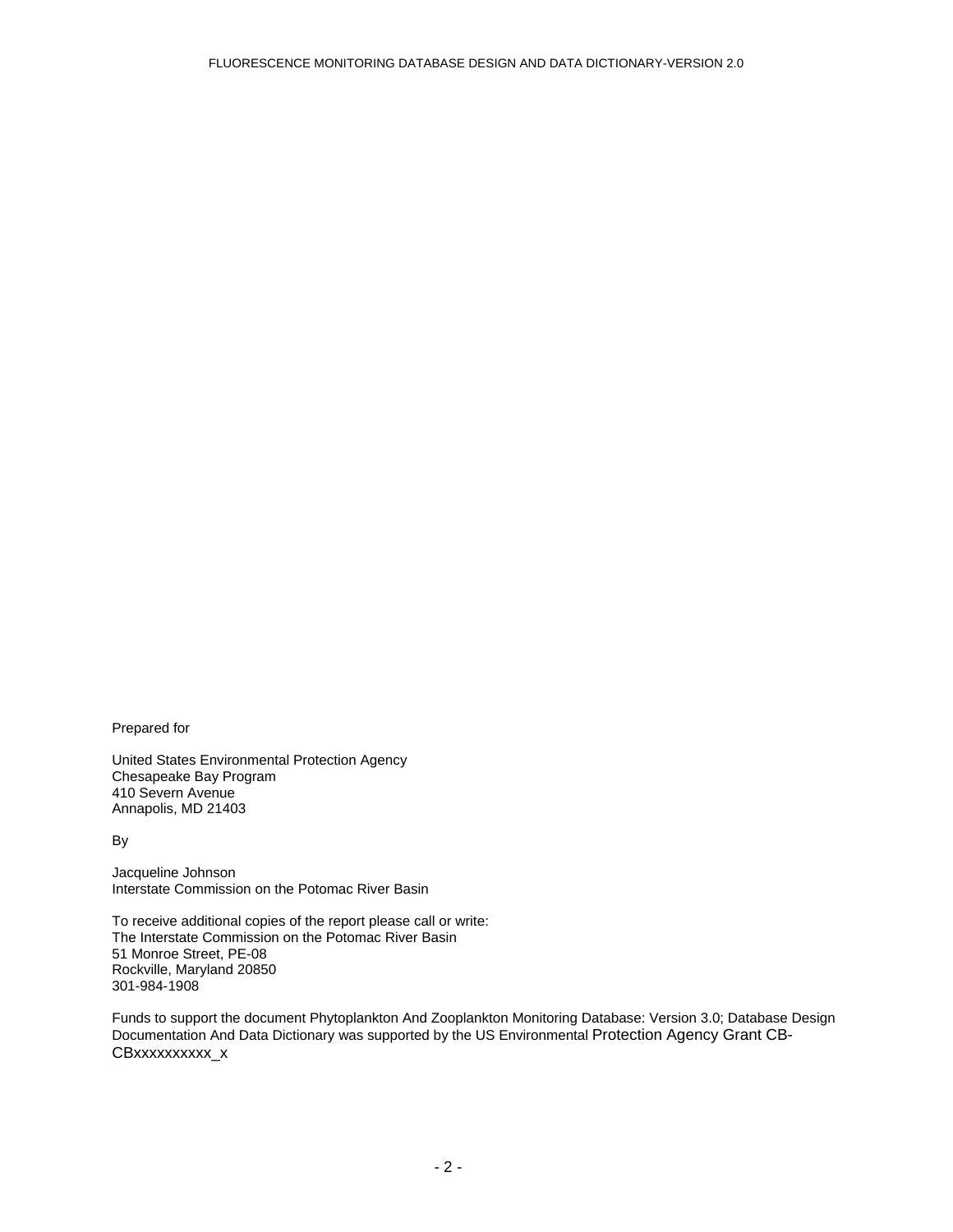Prepared for

United States Environmental Protection Agency
Chesapeake Bay Program
410 Severn Avenue
Annapolis, MD 21403

By

Jacqueline Johnson
Interstate Commission on the Potomac River Basin

To receive additional copies of the report please call or write:
The Interstate Commission on the Potomac River Basin
51 Monroe Street, PE-08
Rockville, Maryland 20850
301-984-1908

Funds to support the document Phytoplankton And Zooplankton Monitoring Database: Version 3.0; Database Design Documentation And Data Dictionary was supported by the US Environmental Protection Agency Grant CB-CBxxxxxxxxxx_x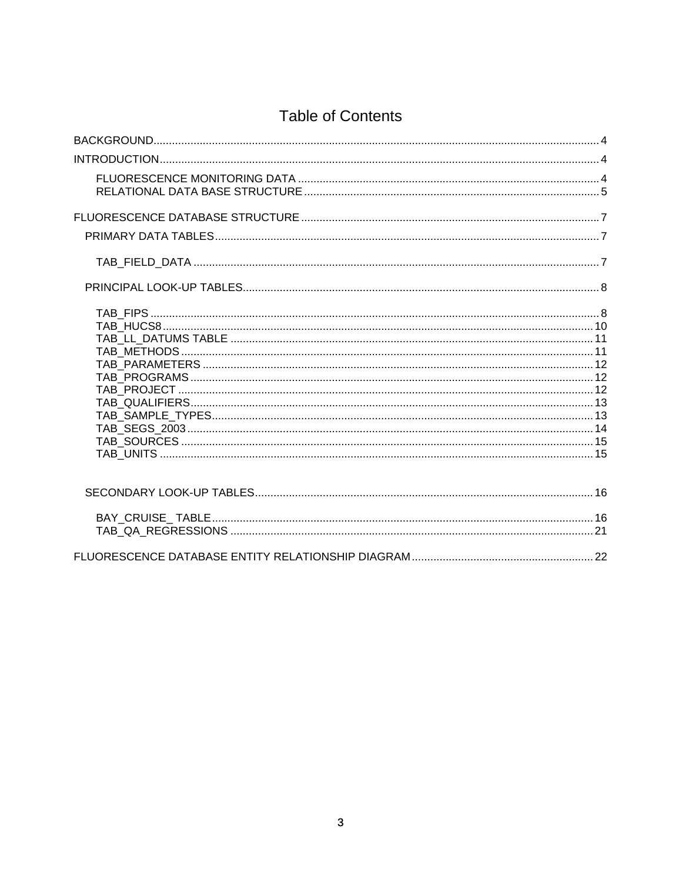# Table of Contents

BACKGROUND ... 4

INTRODUCTION ... 4

- FLUORESCENCE MONITORING DATA ... 4
- RELATIONAL DATA BASE STRUCTURE ... 5

FLUORESCENCE DATABASE STRUCTURE ... 7

- PRIMARY DATA TABLES ... 7
  - TAB_FIELD_DATA ... 7
- PRINCIPAL LOOK-UP TABLES ... 8
  - TAB_FIPS ... 8
  - TAB_HUCS8 ... 10
  - TAB_LL_DATUMS TABLE ... 11
  - TAB_METHODS ... 11
  - TAB_PARAMETERS ... 12
  - TAB_PROGRAMS ... 12
  - TAB_PROJECT ... 12
  - TAB_QUALIFIERS ... 13
  - TAB_SAMPLE_TYPES ... 13
  - TAB_SEGS_2003 ... 14
  - TAB_SOURCES ... 15
  - TAB_UNITS ... 15
- SECONDARY LOOK-UP TABLES ... 16
  - BAY_CRUISE_ TABLE ... 16
  - TAB_QA_REGRESSIONS ... 21

FLUORESCENCE DATABASE ENTITY RELATIONSHIP DIAGRAM ... 22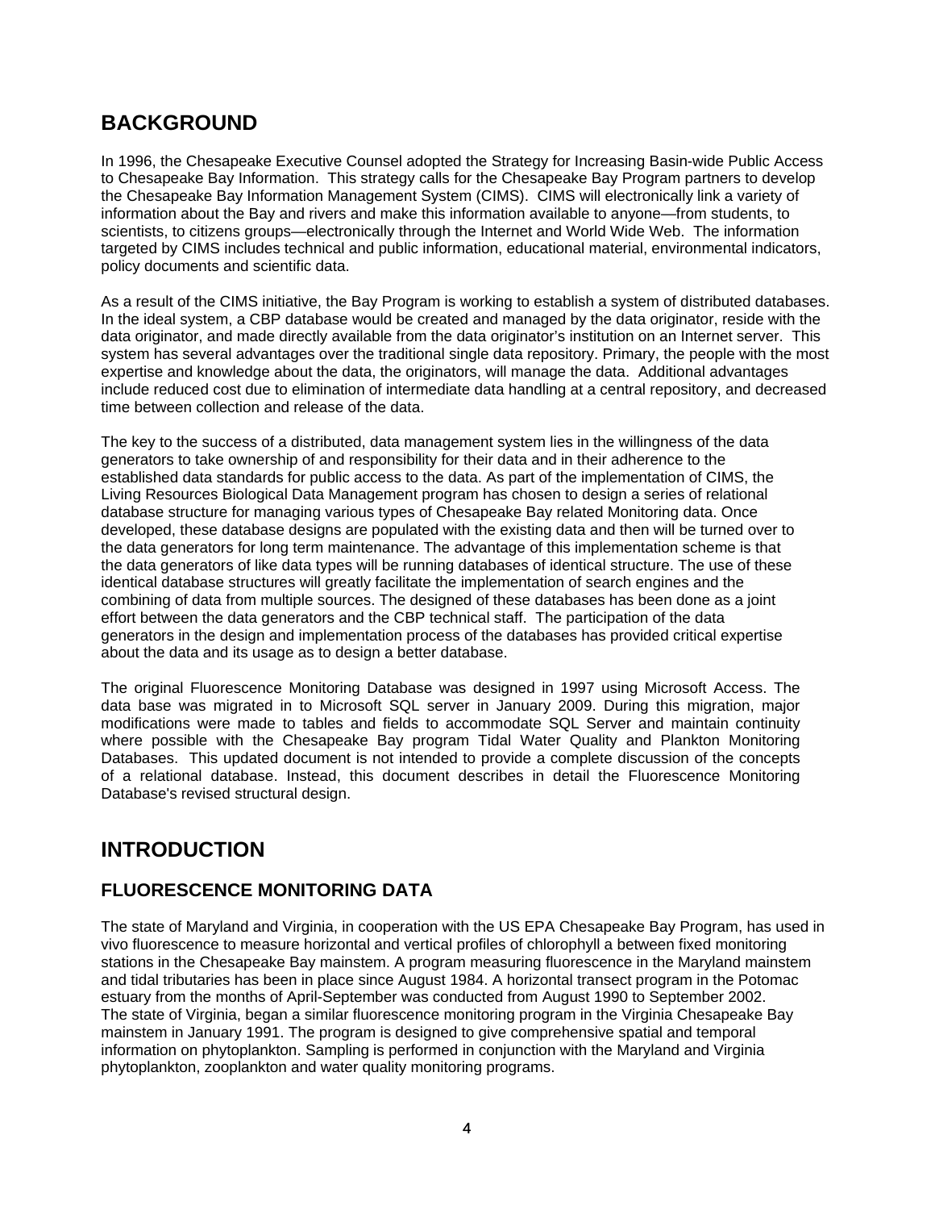## BACKGROUND

In 1996, the Chesapeake Executive Counsel adopted the Strategy for Increasing Basin-wide Public Access to Chesapeake Bay Information. This strategy calls for the Chesapeake Bay Program partners to develop the Chesapeake Bay Information Management System (CIMS). CIMS will electronically link a variety of information about the Bay and rivers and make this information available to anyone—from students, to scientists, to citizens groups—electronically through the Internet and World Wide Web. The information targeted by CIMS includes technical and public information, educational material, environmental indicators, policy documents and scientific data.

As a result of the CIMS initiative, the Bay Program is working to establish a system of distributed databases. In the ideal system, a CBP database would be created and managed by the data originator, reside with the data originator, and made directly available from the data originator's institution on an Internet server. This system has several advantages over the traditional single data repository. Primary, the people with the most expertise and knowledge about the data, the originators, will manage the data. Additional advantages include reduced cost due to elimination of intermediate data handling at a central repository, and decreased time between collection and release of the data.

The key to the success of a distributed, data management system lies in the willingness of the data generators to take ownership of and responsibility for their data and in their adherence to the established data standards for public access to the data. As part of the implementation of CIMS, the Living Resources Biological Data Management program has chosen to design a series of relational database structure for managing various types of Chesapeake Bay related Monitoring data. Once developed, these database designs are populated with the existing data and then will be turned over to the data generators for long term maintenance. The advantage of this implementation scheme is that the data generators of like data types will be running databases of identical structure. The use of these identical database structures will greatly facilitate the implementation of search engines and the combining of data from multiple sources. The designed of these databases has been done as a joint effort between the data generators and the CBP technical staff. The participation of the data generators in the design and implementation process of the databases has provided critical expertise about the data and its usage as to design a better database.

The original Fluorescence Monitoring Database was designed in 1997 using Microsoft Access. The data base was migrated in to Microsoft SQL server in January 2009. During this migration, major modifications were made to tables and fields to accommodate SQL Server and maintain continuity where possible with the Chesapeake Bay program Tidal Water Quality and Plankton Monitoring Databases. This updated document is not intended to provide a complete discussion of the concepts of a relational database. Instead, this document describes in detail the Fluorescence Monitoring Database's revised structural design.

## INTRODUCTION

### FLUORESCENCE MONITORING DATA

The state of Maryland and Virginia, in cooperation with the US EPA Chesapeake Bay Program, has used in vivo fluorescence to measure horizontal and vertical profiles of chlorophyll a between fixed monitoring stations in the Chesapeake Bay mainstem. A program measuring fluorescence in the Maryland mainstem and tidal tributaries has been in place since August 1984. A horizontal transect program in the Potomac estuary from the months of April-September was conducted from August 1990 to September 2002. The state of Virginia, began a similar fluorescence monitoring program in the Virginia Chesapeake Bay mainstem in January 1991. The program is designed to give comprehensive spatial and temporal information on phytoplankton. Sampling is performed in conjunction with the Maryland and Virginia phytoplankton, zooplankton and water quality monitoring programs.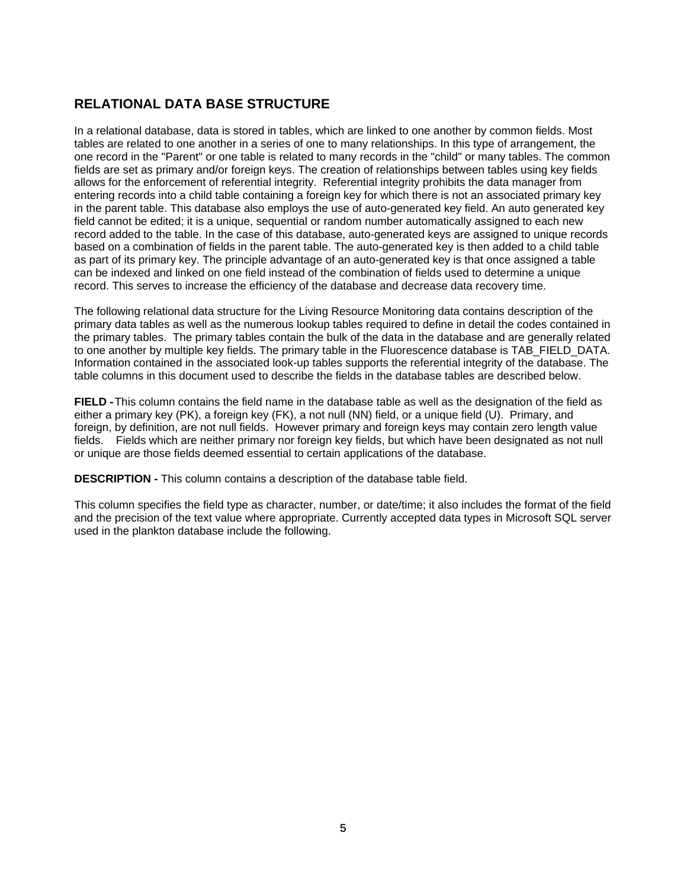## RELATIONAL DATA BASE STRUCTURE

In a relational database, data is stored in tables, which are linked to one another by common fields. Most tables are related to one another in a series of one to many relationships. In this type of arrangement, the one record in the "Parent" or one table is related to many records in the "child" or many tables. The common fields are set as primary and/or foreign keys. The creation of relationships between tables using key fields allows for the enforcement of referential integrity. Referential integrity prohibits the data manager from entering records into a child table containing a foreign key for which there is not an associated primary key in the parent table. This database also employs the use of auto-generated key field. An auto generated key field cannot be edited; it is a unique, sequential or random number automatically assigned to each new record added to the table. In the case of this database, auto-generated keys are assigned to unique records based on a combination of fields in the parent table. The auto-generated key is then added to a child table as part of its primary key. The principle advantage of an auto-generated key is that once assigned a table can be indexed and linked on one field instead of the combination of fields used to determine a unique record. This serves to increase the efficiency of the database and decrease data recovery time.

The following relational data structure for the Living Resource Monitoring data contains description of the primary data tables as well as the numerous lookup tables required to define in detail the codes contained in the primary tables. The primary tables contain the bulk of the data in the database and are generally related to one another by multiple key fields. The primary table in the Fluorescence database is TAB_FIELD_DATA. Information contained in the associated look-up tables supports the referential integrity of the database. The table columns in this document used to describe the fields in the database tables are described below.

**FIELD -** This column contains the field name in the database table as well as the designation of the field as either a primary key (PK), a foreign key (FK), a not null (NN) field, or a unique field (U). Primary, and foreign, by definition, are not null fields. However primary and foreign keys may contain zero length value fields. Fields which are neither primary nor foreign key fields, but which have been designated as not null or unique are those fields deemed essential to certain applications of the database.

**DESCRIPTION -** This column contains a description of the database table field.

This column specifies the field type as character, number, or date/time; it also includes the format of the field and the precision of the text value where appropriate. Currently accepted data types in Microsoft SQL server used in the plankton database include the following.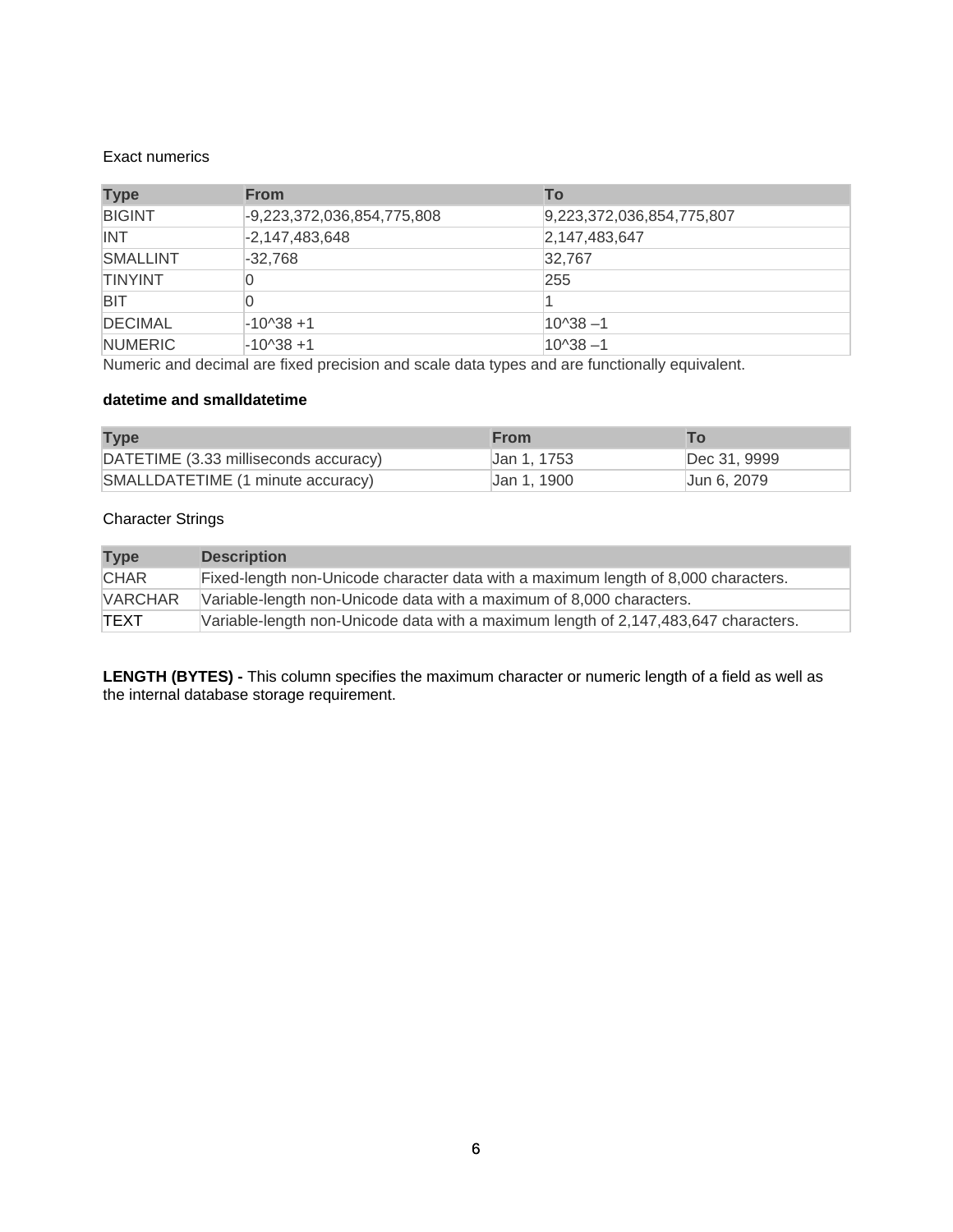Exact numerics

| Type | From | To |
|---|---|---|
| BIGINT | -9,223,372,036,854,775,808 | 9,223,372,036,854,775,807 |
| INT | -2,147,483,648 | 2,147,483,647 |
| SMALLINT | -32,768 | 32,767 |
| TINYINT | 0 | 255 |
| BIT | 0 | 1 |
| DECIMAL | -10^38 +1 | 10^38 –1 |
| NUMERIC | -10^38 +1 | 10^38 –1 |

Numeric and decimal are fixed precision and scale data types and are functionally equivalent.

**datetime and smalldatetime**

| Type | From | To |
|---|---|---|
| DATETIME (3.33 milliseconds accuracy) | Jan 1, 1753 | Dec 31, 9999 |
| SMALLDATETIME (1 minute accuracy) | Jan 1, 1900 | Jun 6, 2079 |

Character Strings

| Type | Description |
|---|---|
| CHAR | Fixed-length non-Unicode character data with a maximum length of 8,000 characters. |
| VARCHAR | Variable-length non-Unicode data with a maximum of 8,000 characters. |
| TEXT | Variable-length non-Unicode data with a maximum length of 2,147,483,647 characters. |

**LENGTH (BYTES) -** This column specifies the maximum character or numeric length of a field as well as the internal database storage requirement.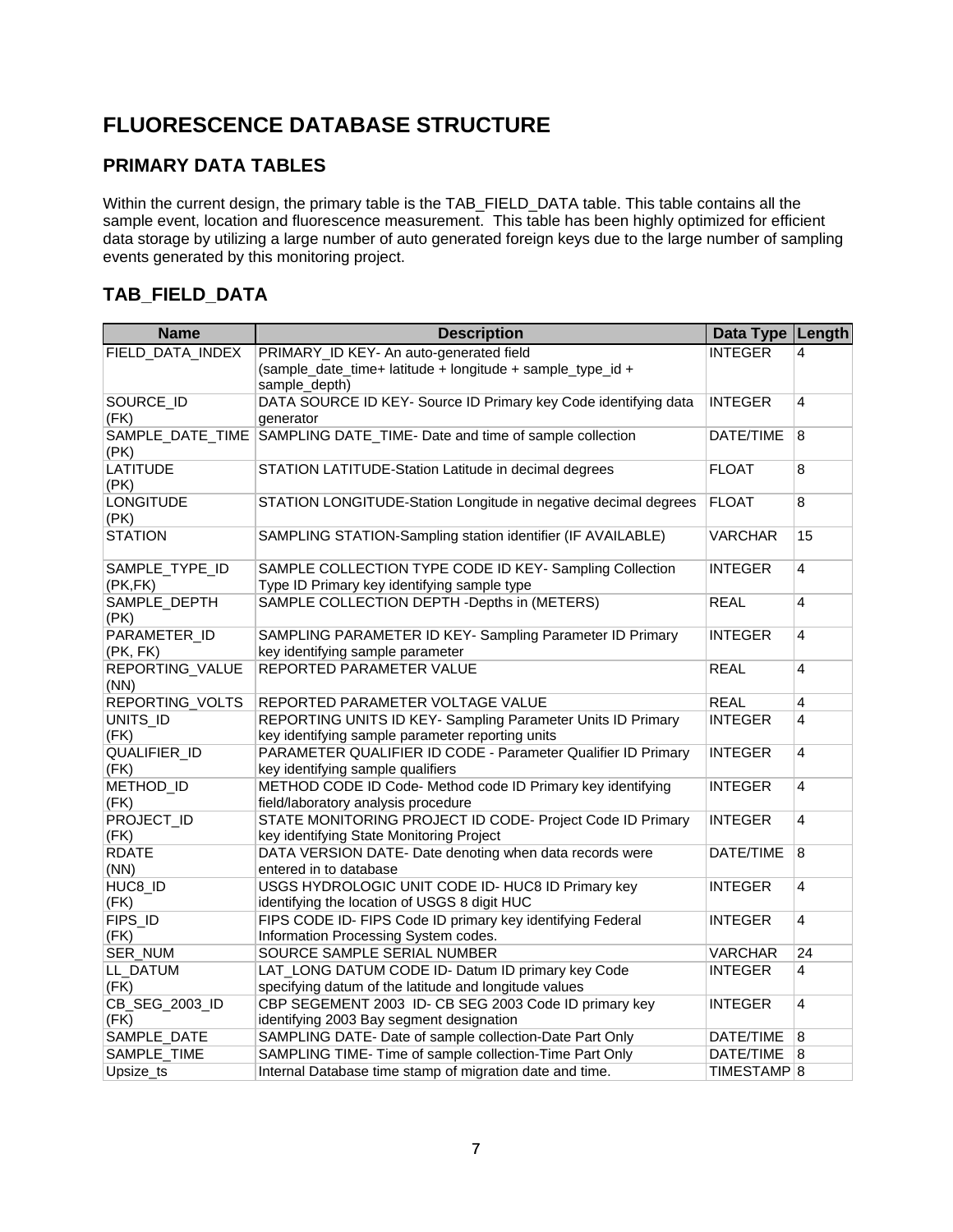# FLUORESCENCE DATABASE STRUCTURE

## PRIMARY DATA TABLES

Within the current design, the primary table is the TAB_FIELD_DATA table. This table contains all the sample event, location and fluorescence measurement. This table has been highly optimized for efficient data storage by utilizing a large number of auto generated foreign keys due to the large number of sampling events generated by this monitoring project.

## TAB_FIELD_DATA

| Name | Description | Data Type | Length |
|---|---|---|---|
| FIELD_DATA_INDEX | PRIMARY_ID KEY- An auto-generated field (sample_date_time+ latitude + longitude + sample_type_id + sample_depth) | INTEGER | 4 |
| SOURCE_ID (FK) | DATA SOURCE ID KEY- Source ID Primary key Code identifying data generator | INTEGER | 4 |
| SAMPLE_DATE_TIME (PK) | SAMPLING DATE_TIME- Date and time of sample collection | DATE/TIME | 8 |
| LATITUDE (PK) | STATION LATITUDE-Station Latitude in decimal degrees | FLOAT | 8 |
| LONGITUDE (PK) | STATION LONGITUDE-Station Longitude in negative decimal degrees | FLOAT | 8 |
| STATION | SAMPLING STATION-Sampling station identifier (IF AVAILABLE) | VARCHAR | 15 |
| SAMPLE_TYPE_ID (PK,FK) | SAMPLE COLLECTION TYPE CODE ID KEY- Sampling Collection Type ID Primary key identifying sample type | INTEGER | 4 |
| SAMPLE_DEPTH (PK) | SAMPLE COLLECTION DEPTH -Depths in (METERS) | REAL | 4 |
| PARAMETER_ID (PK, FK) | SAMPLING PARAMETER ID KEY- Sampling Parameter ID Primary key identifying sample parameter | INTEGER | 4 |
| REPORTING_VALUE (NN) | REPORTED PARAMETER VALUE | REAL | 4 |
| REPORTING_VOLTS | REPORTED PARAMETER VOLTAGE VALUE | REAL | 4 |
| UNITS_ID (FK) | REPORTING UNITS ID KEY- Sampling Parameter Units ID Primary key identifying sample parameter reporting units | INTEGER | 4 |
| QUALIFIER_ID (FK) | PARAMETER QUALIFIER ID CODE - Parameter Qualifier ID Primary key identifying sample qualifiers | INTEGER | 4 |
| METHOD_ID (FK) | METHOD CODE ID Code- Method code ID Primary key identifying field/laboratory analysis procedure | INTEGER | 4 |
| PROJECT_ID (FK) | STATE MONITORING PROJECT ID CODE- Project Code ID Primary key identifying State Monitoring Project | INTEGER | 4 |
| RDATE (NN) | DATA VERSION DATE- Date denoting when data records were entered in to database | DATE/TIME | 8 |
| HUC8_ID (FK) | USGS HYDROLOGIC UNIT CODE ID- HUC8 ID Primary key identifying the location of USGS 8 digit HUC | INTEGER | 4 |
| FIPS_ID (FK) | FIPS CODE ID- FIPS Code ID primary key identifying Federal Information Processing System codes. | INTEGER | 4 |
| SER_NUM | SOURCE SAMPLE SERIAL NUMBER | VARCHAR | 24 |
| LL_DATUM (FK) | LAT_LONG DATUM CODE ID- Datum ID primary key Code specifying datum of the latitude and longitude values | INTEGER | 4 |
| CB_SEG_2003_ID (FK) | CBP SEGEMENT 2003 ID- CB SEG 2003 Code ID primary key identifying 2003 Bay segment designation | INTEGER | 4 |
| SAMPLE_DATE | SAMPLING DATE- Date of sample collection-Date Part Only | DATE/TIME | 8 |
| SAMPLE_TIME | SAMPLING TIME- Time of sample collection-Time Part Only | DATE/TIME | 8 |
| Upsize_ts | Internal Database time stamp of migration date and time. | TIMESTAMP | 8 |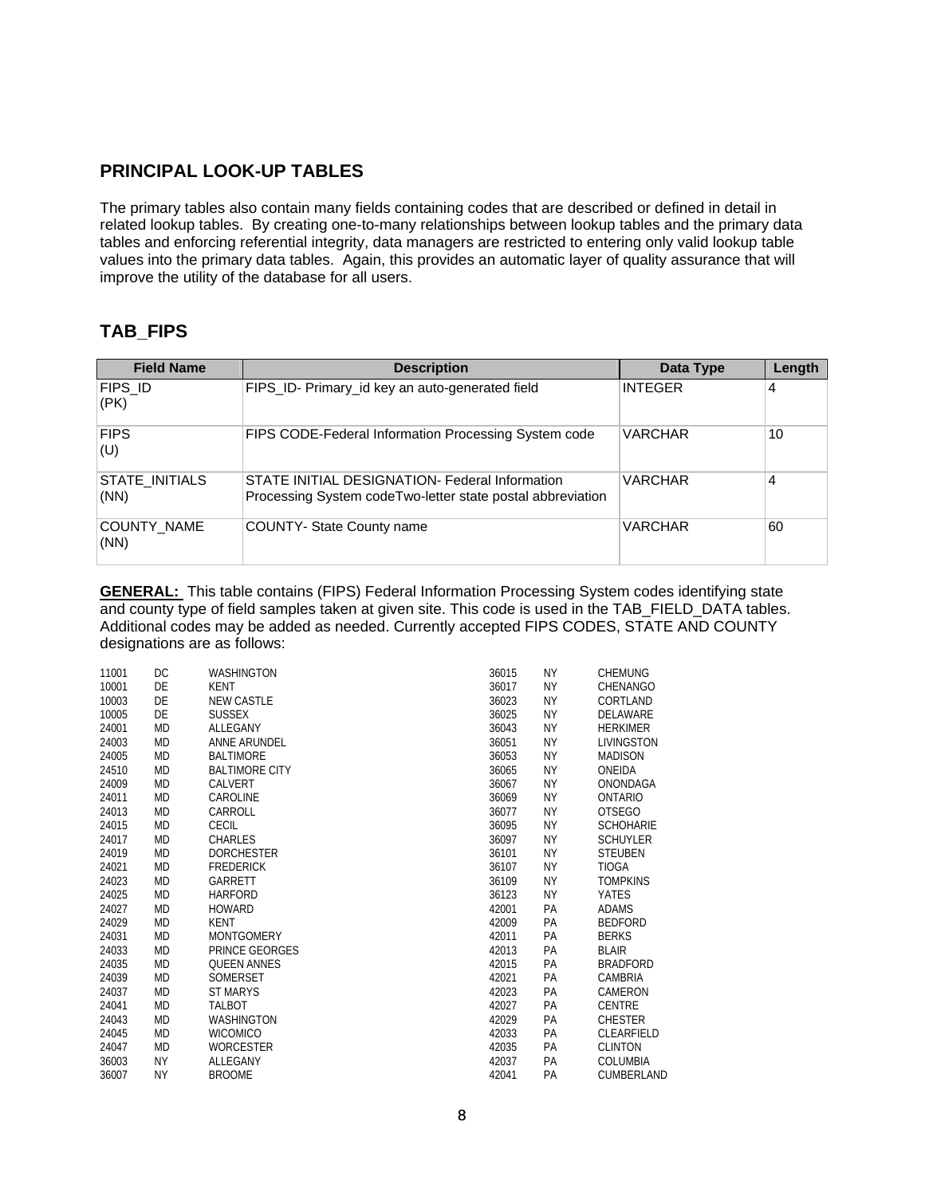## PRINCIPAL LOOK-UP TABLES

The primary tables also contain many fields containing codes that are described or defined in detail in related lookup tables. By creating one-to-many relationships between lookup tables and the primary data tables and enforcing referential integrity, data managers are restricted to entering only valid lookup table values into the primary data tables. Again, this provides an automatic layer of quality assurance that will improve the utility of the database for all users.

## TAB_FIPS

| Field Name | Description | Data Type | Length |
|---|---|---|---|
| FIPS_ID (PK) | FIPS_ID- Primary_id key an auto-generated field | INTEGER | 4 |
| FIPS (U) | FIPS CODE-Federal Information Processing System code | VARCHAR | 10 |
| STATE_INITIALS (NN) | STATE INITIAL DESIGNATION- Federal Information Processing System codeTwo-letter state postal abbreviation | VARCHAR | 4 |
| COUNTY_NAME (NN) | COUNTY- State County name | VARCHAR | 60 |

**GENERAL:** This table contains (FIPS) Federal Information Processing System codes identifying state and county type of field samples taken at given site. This code is used in the TAB_FIELD_DATA tables. Additional codes may be added as needed. Currently accepted FIPS CODES, STATE AND COUNTY designations are as follows:

| | | |
|---|---|---|
| 11001 | DC | WASHINGTON |
| 10001 | DE | KENT |
| 10003 | DE | NEW CASTLE |
| 10005 | DE | SUSSEX |
| 24001 | MD | ALLEGANY |
| 24003 | MD | ANNE ARUNDEL |
| 24005 | MD | BALTIMORE |
| 24510 | MD | BALTIMORE CITY |
| 24009 | MD | CALVERT |
| 24011 | MD | CAROLINE |
| 24013 | MD | CARROLL |
| 24015 | MD | CECIL |
| 24017 | MD | CHARLES |
| 24019 | MD | DORCHESTER |
| 24021 | MD | FREDERICK |
| 24023 | MD | GARRETT |
| 24025 | MD | HARFORD |
| 24027 | MD | HOWARD |
| 24029 | MD | KENT |
| 24031 | MD | MONTGOMERY |
| 24033 | MD | PRINCE GEORGES |
| 24035 | MD | QUEEN ANNES |
| 24039 | MD | SOMERSET |
| 24037 | MD | ST MARYS |
| 24041 | MD | TALBOT |
| 24043 | MD | WASHINGTON |
| 24045 | MD | WICOMICO |
| 24047 | MD | WORCESTER |
| 36003 | NY | ALLEGANY |
| 36007 | NY | BROOME |
| 36015 | NY | CHEMUNG |
| 36017 | NY | CHENANGO |
| 36023 | NY | CORTLAND |
| 36025 | NY | DELAWARE |
| 36043 | NY | HERKIMER |
| 36051 | NY | LIVINGSTON |
| 36053 | NY | MADISON |
| 36065 | NY | ONEIDA |
| 36067 | NY | ONONDAGA |
| 36069 | NY | ONTARIO |
| 36077 | NY | OTSEGO |
| 36095 | NY | SCHOHARIE |
| 36097 | NY | SCHUYLER |
| 36101 | NY | STEUBEN |
| 36107 | NY | TIOGA |
| 36109 | NY | TOMPKINS |
| 36123 | NY | YATES |
| 42001 | PA | ADAMS |
| 42009 | PA | BEDFORD |
| 42011 | PA | BERKS |
| 42013 | PA | BLAIR |
| 42015 | PA | BRADFORD |
| 42021 | PA | CAMBRIA |
| 42023 | PA | CAMERON |
| 42027 | PA | CENTRE |
| 42029 | PA | CHESTER |
| 42033 | PA | CLEARFIELD |
| 42035 | PA | CLINTON |
| 42037 | PA | COLUMBIA |
| 42041 | PA | CUMBERLAND |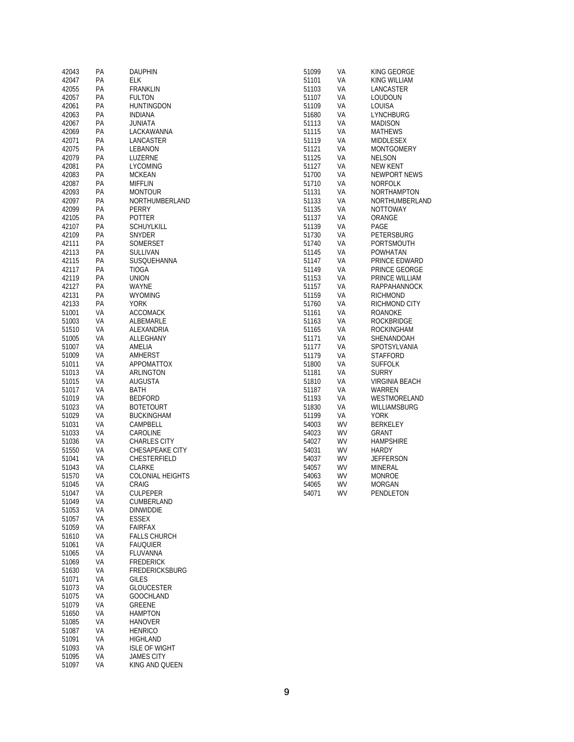| | | |
|---|---|---|
| 42043 | PA | DAUPHIN |
| 42047 | PA | ELK |
| 42055 | PA | FRANKLIN |
| 42057 | PA | FULTON |
| 42061 | PA | HUNTINGDON |
| 42063 | PA | INDIANA |
| 42067 | PA | JUNIATA |
| 42069 | PA | LACKAWANNA |
| 42071 | PA | LANCASTER |
| 42075 | PA | LEBANON |
| 42079 | PA | LUZERNE |
| 42081 | PA | LYCOMING |
| 42083 | PA | MCKEAN |
| 42087 | PA | MIFFLIN |
| 42093 | PA | MONTOUR |
| 42097 | PA | NORTHUMBERLAND |
| 42099 | PA | PERRY |
| 42105 | PA | POTTER |
| 42107 | PA | SCHUYLKILL |
| 42109 | PA | SNYDER |
| 42111 | PA | SOMERSET |
| 42113 | PA | SULLIVAN |
| 42115 | PA | SUSQUEHANNA |
| 42117 | PA | TIOGA |
| 42119 | PA | UNION |
| 42127 | PA | WAYNE |
| 42131 | PA | WYOMING |
| 42133 | PA | YORK |
| 51001 | VA | ACCOMACK |
| 51003 | VA | ALBEMARLE |
| 51510 | VA | ALEXANDRIA |
| 51005 | VA | ALLEGHANY |
| 51007 | VA | AMELIA |
| 51009 | VA | AMHERST |
| 51011 | VA | APPOMATTOX |
| 51013 | VA | ARLINGTON |
| 51015 | VA | AUGUSTA |
| 51017 | VA | BATH |
| 51019 | VA | BEDFORD |
| 51023 | VA | BOTETOURT |
| 51029 | VA | BUCKINGHAM |
| 51031 | VA | CAMPBELL |
| 51033 | VA | CAROLINE |
| 51036 | VA | CHARLES CITY |
| 51550 | VA | CHESAPEAKE CITY |
| 51041 | VA | CHESTERFIELD |
| 51043 | VA | CLARKE |
| 51570 | VA | COLONIAL HEIGHTS |
| 51045 | VA | CRAIG |
| 51047 | VA | CULPEPER |
| 51049 | VA | CUMBERLAND |
| 51053 | VA | DINWIDDIE |
| 51057 | VA | ESSEX |
| 51059 | VA | FAIRFAX |
| 51610 | VA | FALLS CHURCH |
| 51061 | VA | FAUQUIER |
| 51065 | VA | FLUVANNA |
| 51069 | VA | FREDERICK |
| 51630 | VA | FREDERICKSBURG |
| 51071 | VA | GILES |
| 51073 | VA | GLOUCESTER |
| 51075 | VA | GOOCHLAND |
| 51079 | VA | GREENE |
| 51650 | VA | HAMPTON |
| 51085 | VA | HANOVER |
| 51087 | VA | HENRICO |
| 51091 | VA | HIGHLAND |
| 51093 | VA | ISLE OF WIGHT |
| 51095 | VA | JAMES CITY |
| 51097 | VA | KING AND QUEEN |
| 51099 | VA | KING GEORGE |
| 51101 | VA | KING WILLIAM |
| 51103 | VA | LANCASTER |
| 51107 | VA | LOUDOUN |
| 51109 | VA | LOUISA |
| 51680 | VA | LYNCHBURG |
| 51113 | VA | MADISON |
| 51115 | VA | MATHEWS |
| 51119 | VA | MIDDLESEX |
| 51121 | VA | MONTGOMERY |
| 51125 | VA | NELSON |
| 51127 | VA | NEW KENT |
| 51700 | VA | NEWPORT NEWS |
| 51710 | VA | NORFOLK |
| 51131 | VA | NORTHAMPTON |
| 51133 | VA | NORTHUMBERLAND |
| 51135 | VA | NOTTOWAY |
| 51137 | VA | ORANGE |
| 51139 | VA | PAGE |
| 51730 | VA | PETERSBURG |
| 51740 | VA | PORTSMOUTH |
| 51145 | VA | POWHATAN |
| 51147 | VA | PRINCE EDWARD |
| 51149 | VA | PRINCE GEORGE |
| 51153 | VA | PRINCE WILLIAM |
| 51157 | VA | RAPPAHANNOCK |
| 51159 | VA | RICHMOND |
| 51760 | VA | RICHMOND CITY |
| 51161 | VA | ROANOKE |
| 51163 | VA | ROCKBRIDGE |
| 51165 | VA | ROCKINGHAM |
| 51171 | VA | SHENANDOAH |
| 51177 | VA | SPOTSYLVANIA |
| 51179 | VA | STAFFORD |
| 51800 | VA | SUFFOLK |
| 51181 | VA | SURRY |
| 51810 | VA | VIRGINIA BEACH |
| 51187 | VA | WARREN |
| 51193 | VA | WESTMORELAND |
| 51830 | VA | WILLIAMSBURG |
| 51199 | VA | YORK |
| 54003 | WV | BERKELEY |
| 54023 | WV | GRANT |
| 54027 | WV | HAMPSHIRE |
| 54031 | WV | HARDY |
| 54037 | WV | JEFFERSON |
| 54057 | WV | MINERAL |
| 54063 | WV | MONROE |
| 54065 | WV | MORGAN |
| 54071 | WV | PENDLETON |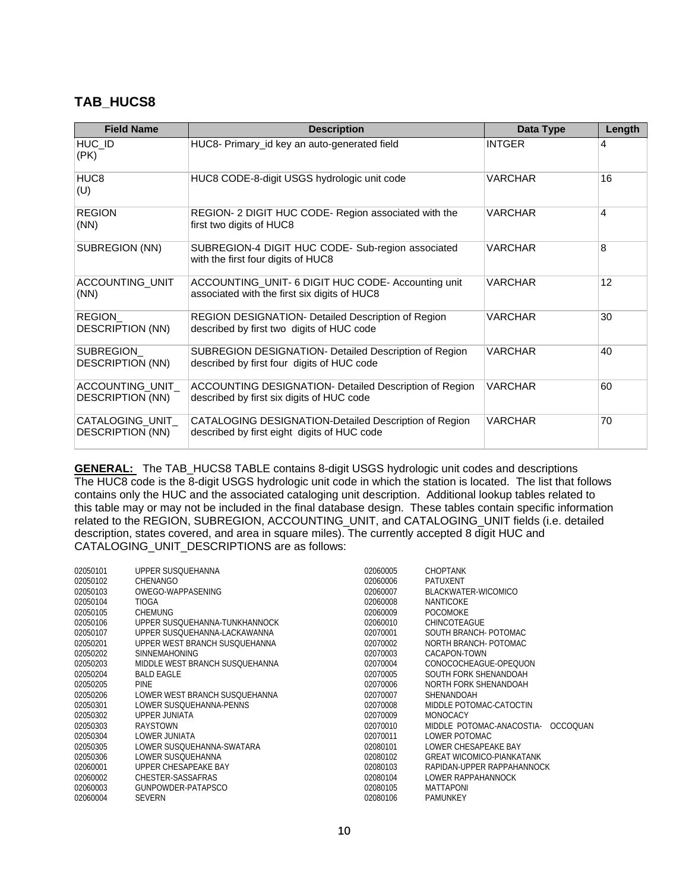## TAB_HUCS8

| Field Name | Description | Data Type | Length |
|---|---|---|---|
| HUC_ID (PK) | HUC8- Primary_id key an auto-generated field | INTGER | 4 |
| HUC8 (U) | HUC8 CODE-8-digit USGS hydrologic unit code | VARCHAR | 16 |
| REGION (NN) | REGION- 2 DIGIT HUC CODE- Region associated with the first two digits of HUC8 | VARCHAR | 4 |
| SUBREGION (NN) | SUBREGION-4 DIGIT HUC CODE- Sub-region associated with the first four digits of HUC8 | VARCHAR | 8 |
| ACCOUNTING_UNIT (NN) | ACCOUNTING_UNIT- 6 DIGIT HUC CODE- Accounting unit associated with the first six digits of HUC8 | VARCHAR | 12 |
| REGION_ DESCRIPTION (NN) | REGION DESIGNATION- Detailed Description of Region described by first two digits of HUC code | VARCHAR | 30 |
| SUBREGION_ DESCRIPTION (NN) | SUBREGION DESIGNATION- Detailed Description of Region described by first four digits of HUC code | VARCHAR | 40 |
| ACCOUNTING_UNIT_ DESCRIPTION (NN) | ACCOUNTING DESIGNATION- Detailed Description of Region described by first six digits of HUC code | VARCHAR | 60 |
| CATALOGING_UNIT_ DESCRIPTION (NN) | CATALOGING DESIGNATION-Detailed Description of Region described by first eight digits of HUC code | VARCHAR | 70 |

**GENERAL:** The TAB_HUCS8 TABLE contains 8-digit USGS hydrologic unit codes and descriptions The HUC8 code is the 8-digit USGS hydrologic unit code in which the station is located. The list that follows contains only the HUC and the associated cataloging unit description. Additional lookup tables related to this table may or may not be included in the final database design. These tables contain specific information related to the REGION, SUBREGION, ACCOUNTING_UNIT, and CATALOGING_UNIT fields (i.e. detailed description, states covered, and area in square miles). The currently accepted 8 digit HUC and CATALOGING_UNIT_DESCRIPTIONS are as follows:

| | |
|---|---|
| 02050101 | UPPER SUSQUEHANNA |
| 02050102 | CHENANGO |
| 02050103 | OWEGO-WAPPASENING |
| 02050104 | TIOGA |
| 02050105 | CHEMUNG |
| 02050106 | UPPER SUSQUEHANNA-TUNKHANNOCK |
| 02050107 | UPPER SUSQUEHANNA-LACKAWANNA |
| 02050201 | UPPER WEST BRANCH SUSQUEHANNA |
| 02050202 | SINNEMAHONING |
| 02050203 | MIDDLE WEST BRANCH SUSQUEHANNA |
| 02050204 | BALD EAGLE |
| 02050205 | PINE |
| 02050206 | LOWER WEST BRANCH SUSQUEHANNA |
| 02050301 | LOWER SUSQUEHANNA-PENNS |
| 02050302 | UPPER JUNIATA |
| 02050303 | RAYSTOWN |
| 02050304 | LOWER JUNIATA |
| 02050305 | LOWER SUSQUEHANNA-SWATARA |
| 02050306 | LOWER SUSQUEHANNA |
| 02060001 | UPPER CHESAPEAKE BAY |
| 02060002 | CHESTER-SASSAFRAS |
| 02060003 | GUNPOWDER-PATAPSCO |
| 02060004 | SEVERN |
| 02060005 | CHOPTANK |
| 02060006 | PATUXENT |
| 02060007 | BLACKWATER-WICOMICO |
| 02060008 | NANTICOKE |
| 02060009 | POCOMOKE |
| 02060010 | CHINCOTEAGUE |
| 02070001 | SOUTH BRANCH- POTOMAC |
| 02070002 | NORTH BRANCH- POTOMAC |
| 02070003 | CACAPON-TOWN |
| 02070004 | CONOCOCHEAGUE-OPEQUON |
| 02070005 | SOUTH FORK SHENANDOAH |
| 02070006 | NORTH FORK SHENANDOAH |
| 02070007 | SHENANDOAH |
| 02070008 | MIDDLE POTOMAC-CATOCTIN |
| 02070009 | MONOCACY |
| 02070010 | MIDDLE POTOMAC-ANACOSTIA- OCCOQUAN |
| 02070011 | LOWER POTOMAC |
| 02080101 | LOWER CHESAPEAKE BAY |
| 02080102 | GREAT WICOMICO-PIANKATANK |
| 02080103 | RAPIDAN-UPPER RAPPAHANNOCK |
| 02080104 | LOWER RAPPAHANNOCK |
| 02080105 | MATTAPONI |
| 02080106 | PAMUNKEY |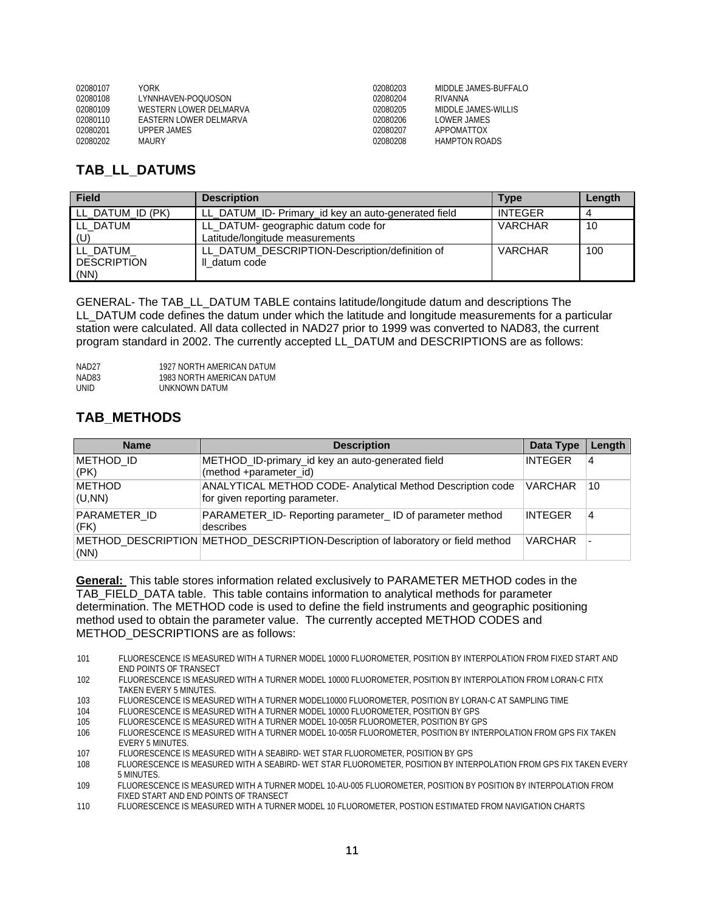| | | | |
|---|---|---|---|
| 02080107 | YORK | 02080203 | MIDDLE JAMES-BUFFALO |
| 02080108 | LYNNHAVEN-POQUOSON | 02080204 | RIVANNA |
| 02080109 | WESTERN LOWER DELMARVA | 02080205 | MIDDLE JAMES-WILLIS |
| 02080110 | EASTERN LOWER DELMARVA | 02080206 | LOWER JAMES |
| 02080201 | UPPER JAMES | 02080207 | APPOMATTOX |
| 02080202 | MAURY | 02080208 | HAMPTON ROADS |

## TAB_LL_DATUMS

| Field | Description | Type | Length |
|---|---|---|---|
| LL_DATUM_ID (PK) | LL_DATUM_ID- Primary_id key an auto-generated field | INTEGER | 4 |
| LL_DATUM (U) | LL_DATUM- geographic datum code for Latitude/longitude measurements | VARCHAR | 10 |
| LL_DATUM_ DESCRIPTION (NN) | LL_DATUM_DESCRIPTION-Description/definition of ll_datum code | VARCHAR | 100 |

GENERAL- The TAB_LL_DATUM TABLE contains latitude/longitude datum and descriptions The LL_DATUM code defines the datum under which the latitude and longitude measurements for a particular station were calculated. All data collected in NAD27 prior to 1999 was converted to NAD83, the current program standard in 2002. The currently accepted LL_DATUM and DESCRIPTIONS are as follows:

| | |
|---|---|
| NAD27 | 1927 NORTH AMERICAN DATUM |
| NAD83 | 1983 NORTH AMERICAN DATUM |
| UNID | UNKNOWN DATUM |

## TAB_METHODS

| Name | Description | Data Type | Length |
|---|---|---|---|
| METHOD_ID (PK) | METHOD_ID-primary_id key an auto-generated field (method +parameter_id) | INTEGER | 4 |
| METHOD (U,NN) | ANALYTICAL METHOD CODE- Analytical Method Description code for given reporting parameter. | VARCHAR | 10 |
| PARAMETER_ID (FK) | PARAMETER_ID- Reporting parameter_ ID of parameter method describes | INTEGER | 4 |
| METHOD_DESCRIPTION (NN) | METHOD_DESCRIPTION-Description of laboratory or field method | VARCHAR | - |

**General:** This table stores information related exclusively to PARAMETER METHOD codes in the TAB_FIELD_DATA table. This table contains information to analytical methods for parameter determination. The METHOD code is used to define the field instruments and geographic positioning method used to obtain the parameter value. The currently accepted METHOD CODES and METHOD_DESCRIPTIONS are as follows:

| | |
|---|---|
| 101 | FLUORESCENCE IS MEASURED WITH A TURNER MODEL 10000 FLUOROMETER, POSITION BY INTERPOLATION FROM FIXED START AND END POINTS OF TRANSECT |
| 102 | FLUORESCENCE IS MEASURED WITH A TURNER MODEL 10000 FLUOROMETER, POSITION BY INTERPOLATION FROM LORAN-C FITX TAKEN EVERY 5 MINUTES. |
| 103 | FLUORESCENCE IS MEASURED WITH A TURNER MODEL10000 FLUOROMETER, POSITION BY LORAN-C AT SAMPLING TIME |
| 104 | FLUORESCENCE IS MEASURED WITH A TURNER MODEL 10000 FLUOROMETER, POSITION BY GPS |
| 105 | FLUORESCENCE IS MEASURED WITH A TURNER MODEL 10-005R FLUOROMETER, POSITION BY GPS |
| 106 | FLUORESCENCE IS MEASURED WITH A TURNER MODEL 10-005R FLUOROMETER, POSITION BY INTERPOLATION FROM GPS FIX TAKEN EVERY 5 MINUTES. |
| 107 | FLUORESCENCE IS MEASURED WITH A SEABIRD- WET STAR FLUOROMETER, POSITION BY GPS |
| 108 | FLUORESCENCE IS MEASURED WITH A SEABIRD- WET STAR FLUOROMETER, POSITION BY INTERPOLATION FROM GPS FIX TAKEN EVERY 5 MINUTES. |
| 109 | FLUORESCENCE IS MEASURED WITH A TURNER MODEL 10-AU-005 FLUOROMETER, POSITION BY POSITION BY INTERPOLATION FROM FIXED START AND END POINTS OF TRANSECT |
| 110 | FLUORESCENCE IS MEASURED WITH A TURNER MODEL 10 FLUOROMETER, POSTION ESTIMATED FROM NAVIGATION CHARTS |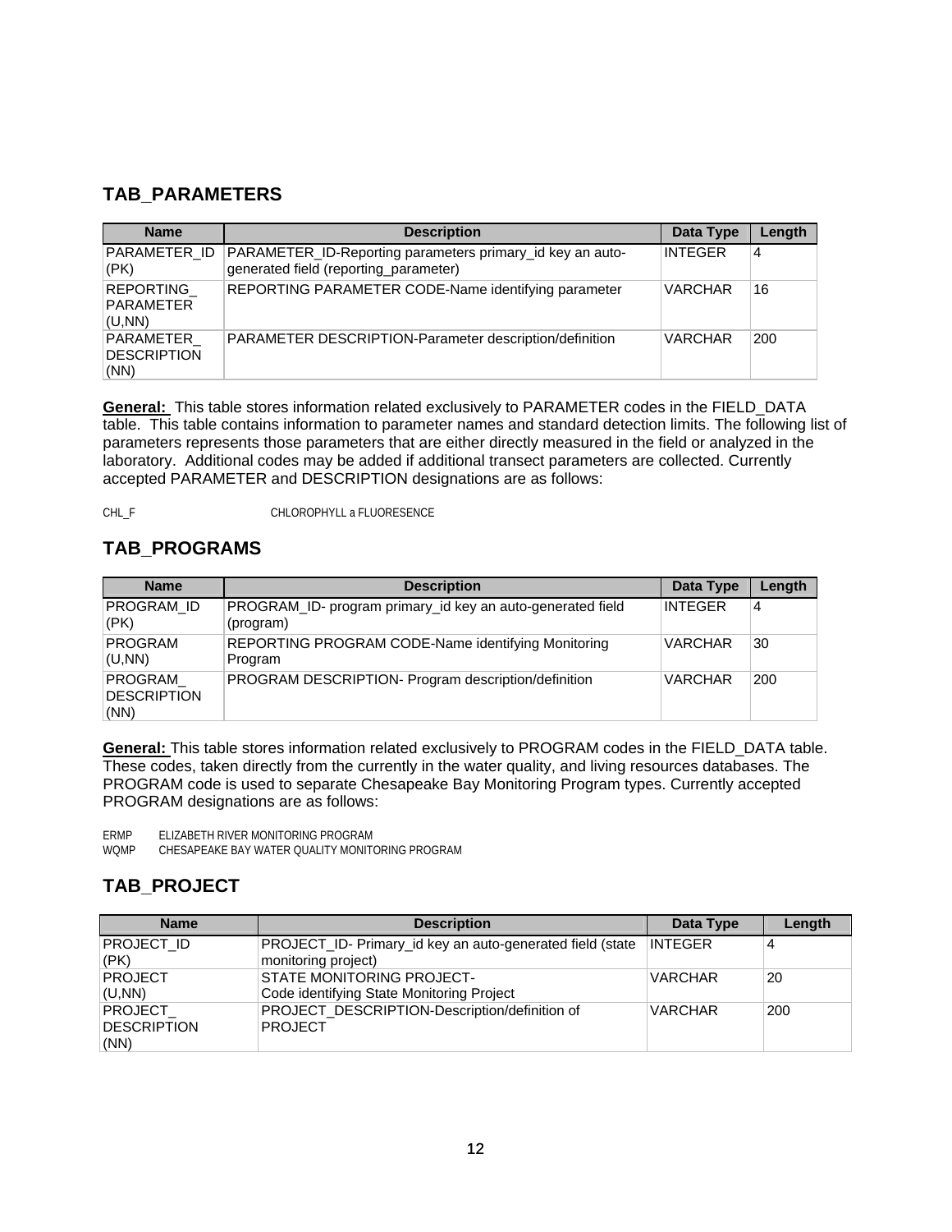## TAB_PARAMETERS

| Name | Description | Data Type | Length |
|---|---|---|---|
| PARAMETER_ID (PK) | PARAMETER_ID-Reporting parameters primary_id key an auto-generated field (reporting_parameter) | INTEGER | 4 |
| REPORTING_ PARAMETER (U,NN) | REPORTING PARAMETER CODE-Name identifying parameter | VARCHAR | 16 |
| PARAMETER_ DESCRIPTION (NN) | PARAMETER DESCRIPTION-Parameter description/definition | VARCHAR | 200 |

**General:** This table stores information related exclusively to PARAMETER codes in the FIELD_DATA table. This table contains information to parameter names and standard detection limits. The following list of parameters represents those parameters that are either directly measured in the field or analyzed in the laboratory. Additional codes may be added if additional transect parameters are collected. Currently accepted PARAMETER and DESCRIPTION designations are as follows:

CHL_F CHLOROPHYLL a FLUORESENCE

## TAB_PROGRAMS

| Name | Description | Data Type | Length |
|---|---|---|---|
| PROGRAM_ID (PK) | PROGRAM_ID- program primary_id key an auto-generated field (program) | INTEGER | 4 |
| PROGRAM (U,NN) | REPORTING PROGRAM CODE-Name identifying Monitoring Program | VARCHAR | 30 |
| PROGRAM_ DESCRIPTION (NN) | PROGRAM DESCRIPTION- Program description/definition | VARCHAR | 200 |

**General:** This table stores information related exclusively to PROGRAM codes in the FIELD_DATA table. These codes, taken directly from the currently in the water quality, and living resources databases. The PROGRAM code is used to separate Chesapeake Bay Monitoring Program types. Currently accepted PROGRAM designations are as follows:

ERMP ELIZABETH RIVER MONITORING PROGRAM
WQMP CHESAPEAKE BAY WATER QUALITY MONITORING PROGRAM

## TAB_PROJECT

| Name | Description | Data Type | Length |
|---|---|---|---|
| PROJECT_ID (PK) | PROJECT_ID- Primary_id key an auto-generated field (state monitoring project) | INTEGER | 4 |
| PROJECT (U,NN) | STATE MONITORING PROJECT- Code identifying State Monitoring Project | VARCHAR | 20 |
| PROJECT_ DESCRIPTION (NN) | PROJECT_DESCRIPTION-Description/definition of PROJECT | VARCHAR | 200 |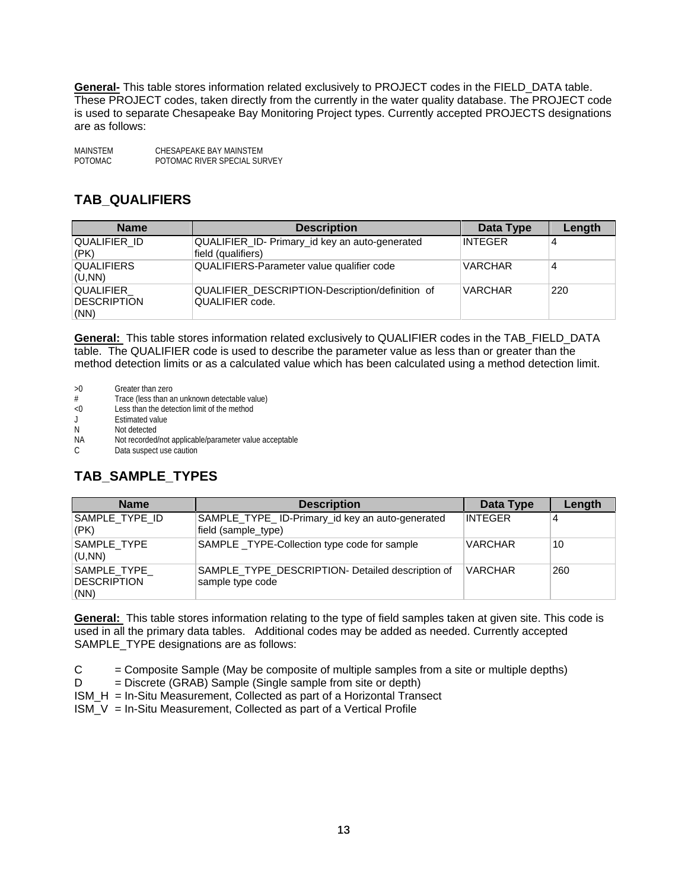**General-** This table stores information related exclusively to PROJECT codes in the FIELD_DATA table. These PROJECT codes, taken directly from the currently in the water quality database. The PROJECT code is used to separate Chesapeake Bay Monitoring Project types. Currently accepted PROJECTS designations are as follows:

MAINSTEM CHESAPEAKE BAY MAINSTEM
POTOMAC POTOMAC RIVER SPECIAL SURVEY

## TAB_QUALIFIERS

| Name | Description | Data Type | Length |
|---|---|---|---|
| QUALIFIER_ID (PK) | QUALIFIER_ID- Primary_id key an auto-generated field (qualifiers) | INTEGER | 4 |
| QUALIFIERS (U,NN) | QUALIFIERS-Parameter value qualifier code | VARCHAR | 4 |
| QUALIFIER_ DESCRIPTION (NN) | QUALIFIER_DESCRIPTION-Description/definition of QUALIFIER code. | VARCHAR | 220 |

**General:** This table stores information related exclusively to QUALIFIER codes in the TAB_FIELD_DATA table. The QUALIFIER code is used to describe the parameter value as less than or greater than the method detection limits or as a calculated value which has been calculated using a method detection limit.

>0 Greater than zero
# Trace (less than an unknown detectable value)
<0 Less than the detection limit of the method
J Estimated value
N Not detected
NA Not recorded/not applicable/parameter value acceptable
C Data suspect use caution

## TAB_SAMPLE_TYPES

| Name | Description | Data Type | Length |
|---|---|---|---|
| SAMPLE_TYPE_ID (PK) | SAMPLE_TYPE_ ID-Primary_id key an auto-generated field (sample_type) | INTEGER | 4 |
| SAMPLE_TYPE (U,NN) | SAMPLE _TYPE-Collection type code for sample | VARCHAR | 10 |
| SAMPLE_TYPE_ DESCRIPTION (NN) | SAMPLE_TYPE_DESCRIPTION- Detailed description of sample type code | VARCHAR | 260 |

**General:** This table stores information relating to the type of field samples taken at given site. This code is used in all the primary data tables. Additional codes may be added as needed. Currently accepted SAMPLE_TYPE designations are as follows:

C = Composite Sample (May be composite of multiple samples from a site or multiple depths)
D = Discrete (GRAB) Sample (Single sample from site or depth)
ISM_H = In-Situ Measurement, Collected as part of a Horizontal Transect
ISM_V = In-Situ Measurement, Collected as part of a Vertical Profile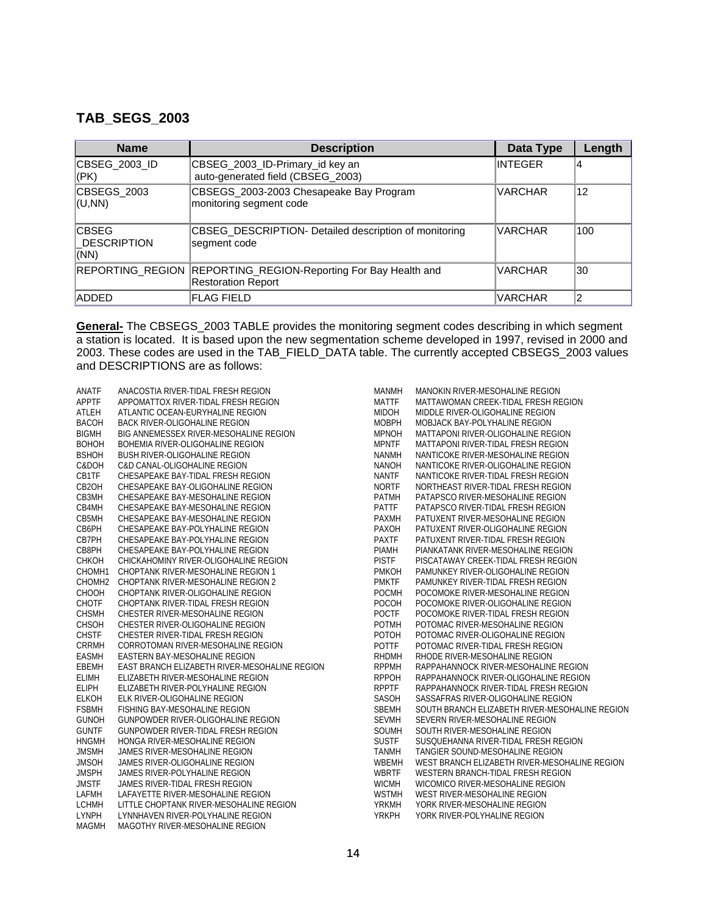## TAB_SEGS_2003

| Name | Description | Data Type | Length |
| --- | --- | --- | --- |
| CBSEG_2003_ID (PK) | CBSEG_2003_ID-Primary_id key an auto-generated field (CBSEG_2003) | INTEGER | 4 |
| CBSEGS_2003 (U,NN) | CBSEGS_2003-2003 Chesapeake Bay Program monitoring segment code | VARCHAR | 12 |
| CBSEG _DESCRIPTION (NN) | CBSEG_DESCRIPTION- Detailed description of monitoring segment code | VARCHAR | 100 |
| REPORTING_REGION | REPORTING_REGION-Reporting For Bay Health and Restoration Report | VARCHAR | 30 |
| ADDED | FLAG FIELD | VARCHAR | 2 |

**General-** The CBSEGS_2003 TABLE provides the monitoring segment codes describing in which segment a station is located. It is based upon the new segmentation scheme developed in 1997, revised in 2000 and 2003. These codes are used in the TAB_FIELD_DATA table. The currently accepted CBSEGS_2003 values and DESCRIPTIONS are as follows:

| Code | Description |
| --- | --- |
| ANATF | ANACOSTIA RIVER-TIDAL FRESH REGION |
| APPTF | APPOMATTOX RIVER-TIDAL FRESH REGION |
| ATLEH | ATLANTIC OCEAN-EURYHALINE REGION |
| BACOH | BACK RIVER-OLIGOHALINE REGION |
| BIGMH | BIG ANNEMESSEX RIVER-MESOHALINE REGION |
| BOHOH | BOHEMIA RIVER-OLIGOHALINE REGION |
| BSHOH | BUSH RIVER-OLIGOHALINE REGION |
| C&DOH | C&D CANAL-OLIGOHALINE REGION |
| CB1TF | CHESAPEAKE BAY-TIDAL FRESH REGION |
| CB2OH | CHESAPEAKE BAY-OLIGOHALINE REGION |
| CB3MH | CHESAPEAKE BAY-MESOHALINE REGION |
| CB4MH | CHESAPEAKE BAY-MESOHALINE REGION |
| CB5MH | CHESAPEAKE BAY-MESOHALINE REGION |
| CB6PH | CHESAPEAKE BAY-POLYHALINE REGION |
| CB7PH | CHESAPEAKE BAY-POLYHALINE REGION |
| CB8PH | CHESAPEAKE BAY-POLYHALINE REGION |
| CHKOH | CHICKAHOMINY RIVER-OLIGOHALINE REGION |
| CHOMH1 | CHOPTANK RIVER-MESOHALINE REGION 1 |
| CHOMH2 | CHOPTANK RIVER-MESOHALINE REGION 2 |
| CHOOH | CHOPTANK RIVER-OLIGOHALINE REGION |
| CHOTF | CHOPTANK RIVER-TIDAL FRESH REGION |
| CHSMH | CHESTER RIVER-MESOHALINE REGION |
| CHSOH | CHESTER RIVER-OLIGOHALINE REGION |
| CHSTF | CHESTER RIVER-TIDAL FRESH REGION |
| CRRMH | CORROTOMAN RIVER-MESOHALINE REGION |
| EASMH | EASTERN BAY-MESOHALINE REGION |
| EBEMH | EAST BRANCH ELIZABETH RIVER-MESOHALINE REGION |
| ELIMH | ELIZABETH RIVER-MESOHALINE REGION |
| ELIPH | ELIZABETH RIVER-POLYHALINE REGION |
| ELKOH | ELK RIVER-OLIGOHALINE REGION |
| FSBMH | FISHING BAY-MESOHALINE REGION |
| GUNOH | GUNPOWDER RIVER-OLIGOHALINE REGION |
| GUNTF | GUNPOWDER RIVER-TIDAL FRESH REGION |
| HNGMH | HONGA RIVER-MESOHALINE REGION |
| JMSMH | JAMES RIVER-MESOHALINE REGION |
| JMSOH | JAMES RIVER-OLIGOHALINE REGION |
| JMSPH | JAMES RIVER-POLYHALINE REGION |
| JMSTF | JAMES RIVER-TIDAL FRESH REGION |
| LAFMH | LAFAYETTE RIVER-MESOHALINE REGION |
| LCHMH | LITTLE CHOPTANK RIVER-MESOHALINE REGION |
| LYNPH | LYNNHAVEN RIVER-POLYHALINE REGION |
| MAGMH | MAGOTHY RIVER-MESOHALINE REGION |
| MANMH | MANOKIN RIVER-MESOHALINE REGION |
| MATTF | MATTAWOMAN CREEK-TIDAL FRESH REGION |
| MIDOH | MIDDLE RIVER-OLIGOHALINE REGION |
| MOBPH | MOBJACK BAY-POLYHALINE REGION |
| MPNOH | MATTAPONI RIVER-OLIGOHALINE REGION |
| MPNTF | MATTAPONI RIVER-TIDAL FRESH REGION |
| NANMH | NANTICOKE RIVER-MESOHALINE REGION |
| NANOH | NANTICOKE RIVER-OLIGOHALINE REGION |
| NANTF | NANTICOKE RIVER-TIDAL FRESH REGION |
| NORTF | NORTHEAST RIVER-TIDAL FRESH REGION |
| PATMH | PATAPSCO RIVER-MESOHALINE REGION |
| PATTF | PATAPSCO RIVER-TIDAL FRESH REGION |
| PAXMH | PATUXENT RIVER-MESOHALINE REGION |
| PAXOH | PATUXENT RIVER-OLIGOHALINE REGION |
| PAXTF | PATUXENT RIVER-TIDAL FRESH REGION |
| PIAMH | PIANKATANK RIVER-MESOHALINE REGION |
| PISTF | PISCATAWAY CREEK-TIDAL FRESH REGION |
| PMKOH | PAMUNKEY RIVER-OLIGOHALINE REGION |
| PMKTF | PAMUNKEY RIVER-TIDAL FRESH REGION |
| POCMH | POCOMOKE RIVER-MESOHALINE REGION |
| POCOH | POCOMOKE RIVER-OLIGOHALINE REGION |
| POCTF | POCOMOKE RIVER-TIDAL FRESH REGION |
| POTMH | POTOMAC RIVER-MESOHALINE REGION |
| POTOH | POTOMAC RIVER-OLIGOHALINE REGION |
| POTTF | POTOMAC RIVER-TIDAL FRESH REGION |
| RHDMH | RHODE RIVER-MESOHALINE REGION |
| RPPMH | RAPPAHANNOCK RIVER-MESOHALINE REGION |
| RPPOH | RAPPAHANNOCK RIVER-OLIGOHALINE REGION |
| RPPTF | RAPPAHANNOCK RIVER-TIDAL FRESH REGION |
| SASOH | SASSAFRAS RIVER-OLIGOHALINE REGION |
| SBEMH | SOUTH BRANCH ELIZABETH RIVER-MESOHALINE REGION |
| SEVMH | SEVERN RIVER-MESOHALINE REGION |
| SOUMH | SOUTH RIVER-MESOHALINE REGION |
| SUSTF | SUSQUEHANNA RIVER-TIDAL FRESH REGION |
| TANMH | TANGIER SOUND-MESOHALINE REGION |
| WBEMH | WEST BRANCH ELIZABETH RIVER-MESOHALINE REGION |
| WBRTF | WESTERN BRANCH-TIDAL FRESH REGION |
| WICMH | WICOMICO RIVER-MESOHALINE REGION |
| WSTMH | WEST RIVER-MESOHALINE REGION |
| YRKMH | YORK RIVER-MESOHALINE REGION |
| YRKPH | YORK RIVER-POLYHALINE REGION |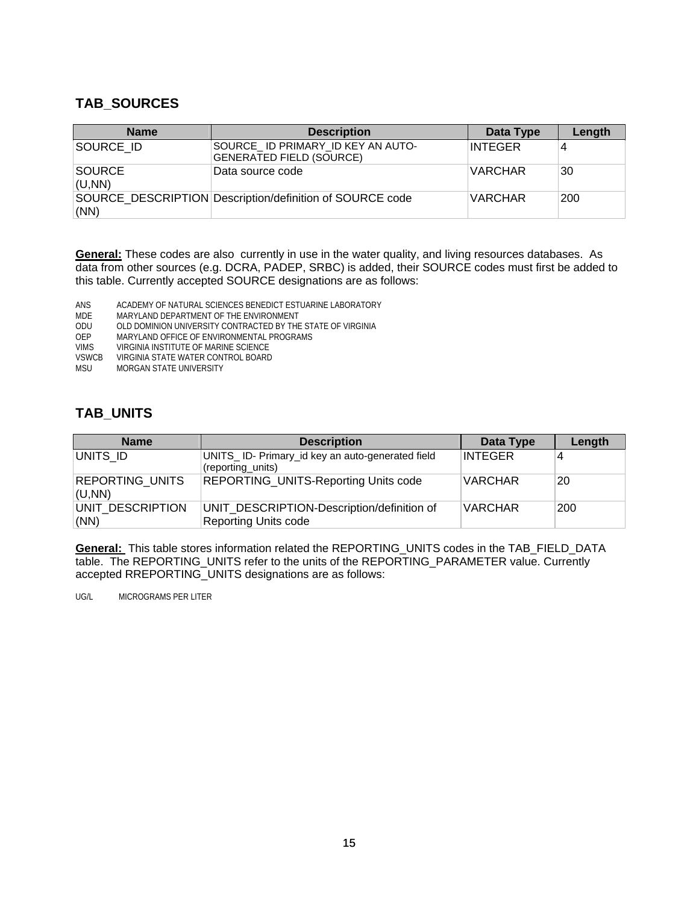## TAB_SOURCES

| Name | Description | Data Type | Length |
|---|---|---|---|
| SOURCE_ID | SOURCE_ ID PRIMARY_ID KEY AN AUTO-GENERATED FIELD (SOURCE) | INTEGER | 4 |
| SOURCE (U,NN) | Data source code | VARCHAR | 30 |
| SOURCE_DESCRIPTION (NN) | Description/definition of SOURCE code | VARCHAR | 200 |

**General:** These codes are also currently in use in the water quality, and living resources databases. As data from other sources (e.g. DCRA, PADEP, SRBC) is added, their SOURCE codes must first be added to this table. Currently accepted SOURCE designations are as follows:

ANS ACADEMY OF NATURAL SCIENCES BENEDICT ESTUARINE LABORATORY
MDE MARYLAND DEPARTMENT OF THE ENVIRONMENT
ODU OLD DOMINION UNIVERSITY CONTRACTED BY THE STATE OF VIRGINIA
OEP MARYLAND OFFICE OF ENVIRONMENTAL PROGRAMS
VIMS VIRGINIA INSTITUTE OF MARINE SCIENCE
VSWCB VIRGINIA STATE WATER CONTROL BOARD
MSU MORGAN STATE UNIVERSITY

## TAB_UNITS

| Name | Description | Data Type | Length |
|---|---|---|---|
| UNITS_ID | UNITS_ ID- Primary_id key an auto-generated field (reporting_units) | INTEGER | 4 |
| REPORTING_UNITS (U,NN) | REPORTING_UNITS-Reporting Units code | VARCHAR | 20 |
| UNIT_DESCRIPTION (NN) | UNIT_DESCRIPTION-Description/definition of Reporting Units code | VARCHAR | 200 |

**General:** This table stores information related the REPORTING_UNITS codes in the TAB_FIELD_DATA table. The REPORTING_UNITS refer to the units of the REPORTING_PARAMETER value. Currently accepted RREPORTING_UNITS designations are as follows:

UG/L MICROGRAMS PER LITER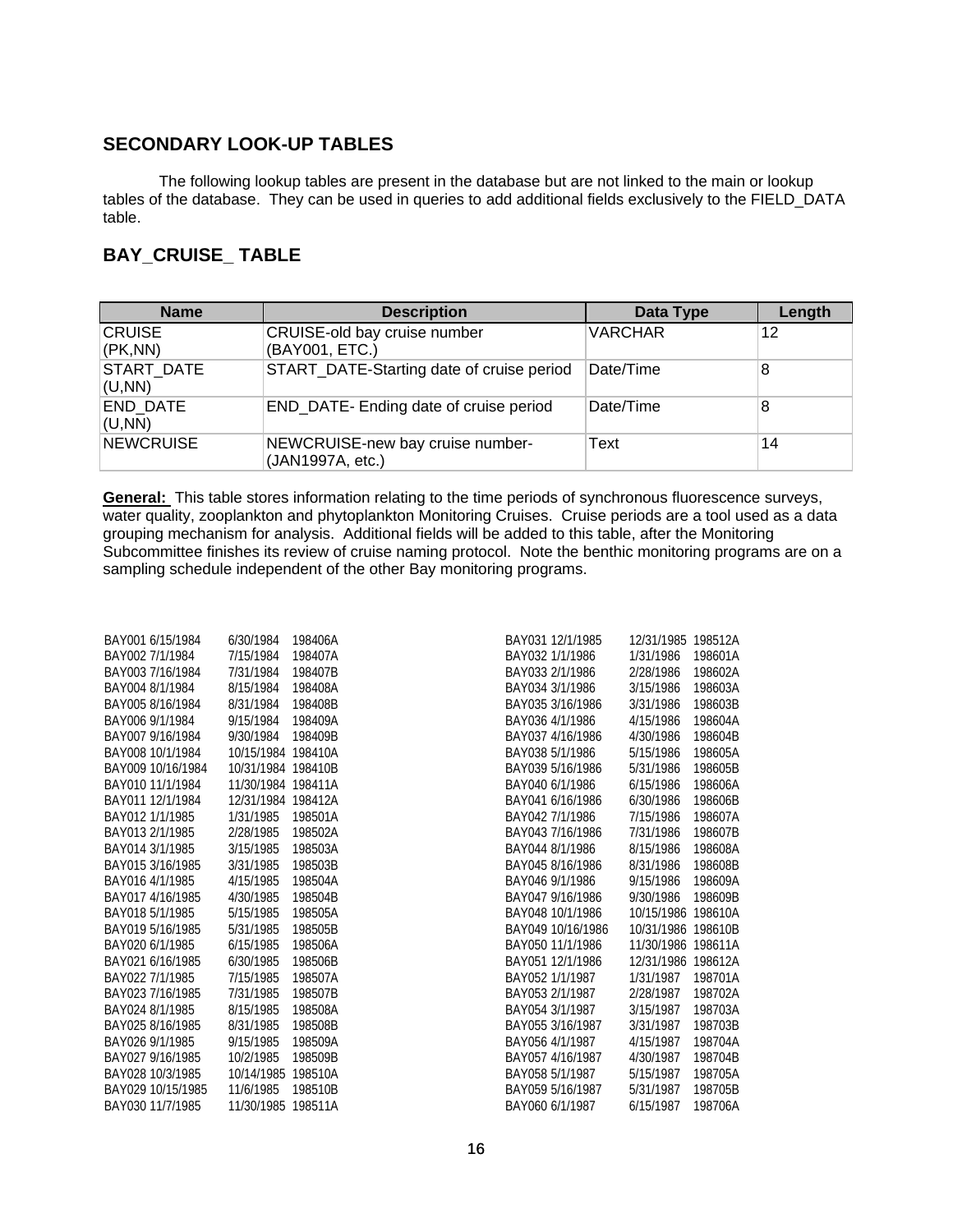## SECONDARY LOOK-UP TABLES

The following lookup tables are present in the database but are not linked to the main or lookup tables of the database. They can be used in queries to add additional fields exclusively to the FIELD_DATA table.

## BAY_CRUISE_ TABLE

| Name | Description | Data Type | Length |
|---|---|---|---|
| CRUISE (PK,NN) | CRUISE-old bay cruise number (BAY001, ETC.) | VARCHAR | 12 |
| START_DATE (U,NN) | START_DATE-Starting date of cruise period | Date/Time | 8 |
| END_DATE (U,NN) | END_DATE- Ending date of cruise period | Date/Time | 8 |
| NEWCRUISE | NEWCRUISE-new bay cruise number-(JAN1997A, etc.) | Text | 14 |

**General:** This table stores information relating to the time periods of synchronous fluorescence surveys, water quality, zooplankton and phytoplankton Monitoring Cruises. Cruise periods are a tool used as a data grouping mechanism for analysis. Additional fields will be added to this table, after the Monitoring Subcommittee finishes its review of cruise naming protocol. Note the benthic monitoring programs are on a sampling schedule independent of the other Bay monitoring programs.

| | | | |
|---|---|---|---|
| BAY001 | 6/15/1984 | 6/30/1984 | 198406A |
| BAY002 | 7/1/1984 | 7/15/1984 | 198407A |
| BAY003 | 7/16/1984 | 7/31/1984 | 198407B |
| BAY004 | 8/1/1984 | 8/15/1984 | 198408A |
| BAY005 | 8/16/1984 | 8/31/1984 | 198408B |
| BAY006 | 9/1/1984 | 9/15/1984 | 198409A |
| BAY007 | 9/16/1984 | 9/30/1984 | 198409B |
| BAY008 | 10/1/1984 | 10/15/1984 | 198410A |
| BAY009 | 10/16/1984 | 10/31/1984 | 198410B |
| BAY010 | 11/1/1984 | 11/30/1984 | 198411A |
| BAY011 | 12/1/1984 | 12/31/1984 | 198412A |
| BAY012 | 1/1/1985 | 1/31/1985 | 198501A |
| BAY013 | 2/1/1985 | 2/28/1985 | 198502A |
| BAY014 | 3/1/1985 | 3/15/1985 | 198503A |
| BAY015 | 3/16/1985 | 3/31/1985 | 198503B |
| BAY016 | 4/1/1985 | 4/15/1985 | 198504A |
| BAY017 | 4/16/1985 | 4/30/1985 | 198504B |
| BAY018 | 5/1/1985 | 5/15/1985 | 198505A |
| BAY019 | 5/16/1985 | 5/31/1985 | 198505B |
| BAY020 | 6/1/1985 | 6/15/1985 | 198506A |
| BAY021 | 6/16/1985 | 6/30/1985 | 198506B |
| BAY022 | 7/1/1985 | 7/15/1985 | 198507A |
| BAY023 | 7/16/1985 | 7/31/1985 | 198507B |
| BAY024 | 8/1/1985 | 8/15/1985 | 198508A |
| BAY025 | 8/16/1985 | 8/31/1985 | 198508B |
| BAY026 | 9/1/1985 | 9/15/1985 | 198509A |
| BAY027 | 9/16/1985 | 10/2/1985 | 198509B |
| BAY028 | 10/3/1985 | 10/14/1985 | 198510A |
| BAY029 | 10/15/1985 | 11/6/1985 | 198510B |
| BAY030 | 11/7/1985 | 11/30/1985 | 198511A |
| BAY031 | 12/1/1985 | 12/31/1985 | 198512A |
| BAY032 | 1/1/1986 | 1/31/1986 | 198601A |
| BAY033 | 2/1/1986 | 2/28/1986 | 198602A |
| BAY034 | 3/1/1986 | 3/15/1986 | 198603A |
| BAY035 | 3/16/1986 | 3/31/1986 | 198603B |
| BAY036 | 4/1/1986 | 4/15/1986 | 198604A |
| BAY037 | 4/16/1986 | 4/30/1986 | 198604B |
| BAY038 | 5/1/1986 | 5/15/1986 | 198605A |
| BAY039 | 5/16/1986 | 5/31/1986 | 198605B |
| BAY040 | 6/1/1986 | 6/15/1986 | 198606A |
| BAY041 | 6/16/1986 | 6/30/1986 | 198606B |
| BAY042 | 7/1/1986 | 7/15/1986 | 198607A |
| BAY043 | 7/16/1986 | 7/31/1986 | 198607B |
| BAY044 | 8/1/1986 | 8/15/1986 | 198608A |
| BAY045 | 8/16/1986 | 8/31/1986 | 198608B |
| BAY046 | 9/1/1986 | 9/15/1986 | 198609A |
| BAY047 | 9/16/1986 | 9/30/1986 | 198609B |
| BAY048 | 10/1/1986 | 10/15/1986 | 198610A |
| BAY049 | 10/16/1986 | 10/31/1986 | 198610B |
| BAY050 | 11/1/1986 | 11/30/1986 | 198611A |
| BAY051 | 12/1/1986 | 12/31/1986 | 198612A |
| BAY052 | 1/1/1987 | 1/31/1987 | 198701A |
| BAY053 | 2/1/1987 | 2/28/1987 | 198702A |
| BAY054 | 3/1/1987 | 3/15/1987 | 198703A |
| BAY055 | 3/16/1987 | 3/31/1987 | 198703B |
| BAY056 | 4/1/1987 | 4/15/1987 | 198704A |
| BAY057 | 4/16/1987 | 4/30/1987 | 198704B |
| BAY058 | 5/1/1987 | 5/15/1987 | 198705A |
| BAY059 | 5/16/1987 | 5/31/1987 | 198705B |
| BAY060 | 6/1/1987 | 6/15/1987 | 198706A |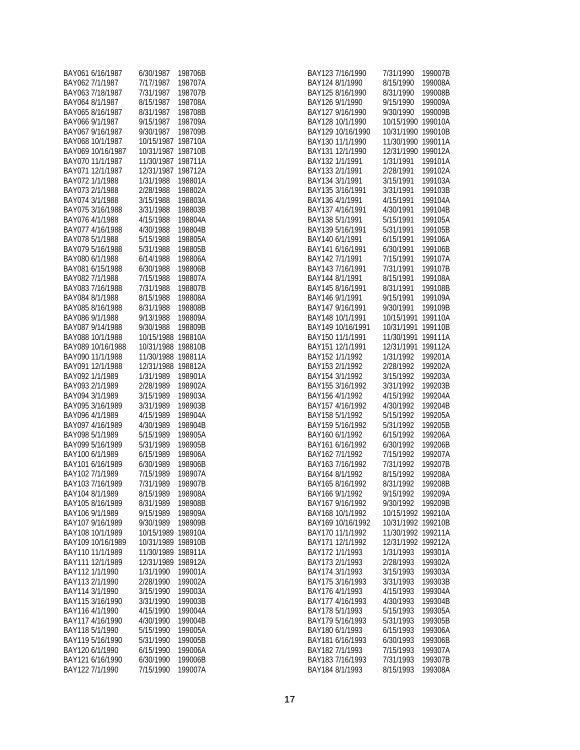| | | | |
|---|---|---|---|
| BAY061 | 6/16/1987 | 6/30/1987 | 198706B |
| BAY062 | 7/1/1987 | 7/17/1987 | 198707A |
| BAY063 | 7/18/1987 | 7/31/1987 | 198707B |
| BAY064 | 8/1/1987 | 8/15/1987 | 198708A |
| BAY065 | 8/16/1987 | 8/31/1987 | 198708B |
| BAY066 | 9/1/1987 | 9/15/1987 | 198709A |
| BAY067 | 9/16/1987 | 9/30/1987 | 198709B |
| BAY068 | 10/1/1987 | 10/15/1987 | 198710A |
| BAY069 | 10/16/1987 | 10/31/1987 | 198710B |
| BAY070 | 11/1/1987 | 11/30/1987 | 198711A |
| BAY071 | 12/1/1987 | 12/31/1987 | 198712A |
| BAY072 | 1/1/1988 | 1/31/1988 | 198801A |
| BAY073 | 2/1/1988 | 2/28/1988 | 198802A |
| BAY074 | 3/1/1988 | 3/15/1988 | 198803A |
| BAY075 | 3/16/1988 | 3/31/1988 | 198803B |
| BAY076 | 4/1/1988 | 4/15/1988 | 198804A |
| BAY077 | 4/16/1988 | 4/30/1988 | 198804B |
| BAY078 | 5/1/1988 | 5/15/1988 | 198805A |
| BAY079 | 5/16/1988 | 5/31/1988 | 198805B |
| BAY080 | 6/1/1988 | 6/14/1988 | 198806A |
| BAY081 | 6/15/1988 | 6/30/1988 | 198806B |
| BAY082 | 7/1/1988 | 7/15/1988 | 198807A |
| BAY083 | 7/16/1988 | 7/31/1988 | 198807B |
| BAY084 | 8/1/1988 | 8/15/1988 | 198808A |
| BAY085 | 8/16/1988 | 8/31/1988 | 198808B |
| BAY086 | 9/1/1988 | 9/13/1988 | 198809A |
| BAY087 | 9/14/1988 | 9/30/1988 | 198809B |
| BAY088 | 10/1/1988 | 10/15/1988 | 198810A |
| BAY089 | 10/16/1988 | 10/31/1988 | 198810B |
| BAY090 | 11/1/1988 | 11/30/1988 | 198811A |
| BAY091 | 12/1/1988 | 12/31/1988 | 198812A |
| BAY092 | 1/1/1989 | 1/31/1989 | 198901A |
| BAY093 | 2/1/1989 | 2/28/1989 | 198902A |
| BAY094 | 3/1/1989 | 3/15/1989 | 198903A |
| BAY095 | 3/16/1989 | 3/31/1989 | 198903B |
| BAY096 | 4/1/1989 | 4/15/1989 | 198904A |
| BAY097 | 4/16/1989 | 4/30/1989 | 198904B |
| BAY098 | 5/1/1989 | 5/15/1989 | 198905A |
| BAY099 | 5/16/1989 | 5/31/1989 | 198905B |
| BAY100 | 6/1/1989 | 6/15/1989 | 198906A |
| BAY101 | 6/16/1989 | 6/30/1989 | 198906B |
| BAY102 | 7/1/1989 | 7/15/1989 | 198907A |
| BAY103 | 7/16/1989 | 7/31/1989 | 198907B |
| BAY104 | 8/1/1989 | 8/15/1989 | 198908A |
| BAY105 | 8/16/1989 | 8/31/1989 | 198908B |
| BAY106 | 9/1/1989 | 9/15/1989 | 198909A |
| BAY107 | 9/16/1989 | 9/30/1989 | 198909B |
| BAY108 | 10/1/1989 | 10/15/1989 | 198910A |
| BAY109 | 10/16/1989 | 10/31/1989 | 198910B |
| BAY110 | 11/1/1989 | 11/30/1989 | 198911A |
| BAY111 | 12/1/1989 | 12/31/1989 | 198912A |
| BAY112 | 1/1/1990 | 1/31/1990 | 199001A |
| BAY113 | 2/1/1990 | 2/28/1990 | 199002A |
| BAY114 | 3/1/1990 | 3/15/1990 | 199003A |
| BAY115 | 3/16/1990 | 3/31/1990 | 199003B |
| BAY116 | 4/1/1990 | 4/15/1990 | 199004A |
| BAY117 | 4/16/1990 | 4/30/1990 | 199004B |
| BAY118 | 5/1/1990 | 5/15/1990 | 199005A |
| BAY119 | 5/16/1990 | 5/31/1990 | 199005B |
| BAY120 | 6/1/1990 | 6/15/1990 | 199006A |
| BAY121 | 6/16/1990 | 6/30/1990 | 199006B |
| BAY122 | 7/1/1990 | 7/15/1990 | 199007A |
| BAY123 | 7/16/1990 | 7/31/1990 | 199007B |
| BAY124 | 8/1/1990 | 8/15/1990 | 199008A |
| BAY125 | 8/16/1990 | 8/31/1990 | 199008B |
| BAY126 | 9/1/1990 | 9/15/1990 | 199009A |
| BAY127 | 9/16/1990 | 9/30/1990 | 199009B |
| BAY128 | 10/1/1990 | 10/15/1990 | 199010A |
| BAY129 | 10/16/1990 | 10/31/1990 | 199010B |
| BAY130 | 11/1/1990 | 11/30/1990 | 199011A |
| BAY131 | 12/1/1990 | 12/31/1990 | 199012A |
| BAY132 | 1/1/1991 | 1/31/1991 | 199101A |
| BAY133 | 2/1/1991 | 2/28/1991 | 199102A |
| BAY134 | 3/1/1991 | 3/15/1991 | 199103A |
| BAY135 | 3/16/1991 | 3/31/1991 | 199103B |
| BAY136 | 4/1/1991 | 4/15/1991 | 199104A |
| BAY137 | 4/16/1991 | 4/30/1991 | 199104B |
| BAY138 | 5/1/1991 | 5/15/1991 | 199105A |
| BAY139 | 5/16/1991 | 5/31/1991 | 199105B |
| BAY140 | 6/1/1991 | 6/15/1991 | 199106A |
| BAY141 | 6/16/1991 | 6/30/1991 | 199106B |
| BAY142 | 7/1/1991 | 7/15/1991 | 199107A |
| BAY143 | 7/16/1991 | 7/31/1991 | 199107B |
| BAY144 | 8/1/1991 | 8/15/1991 | 199108A |
| BAY145 | 8/16/1991 | 8/31/1991 | 199108B |
| BAY146 | 9/1/1991 | 9/15/1991 | 199109A |
| BAY147 | 9/16/1991 | 9/30/1991 | 199109B |
| BAY148 | 10/1/1991 | 10/15/1991 | 199110A |
| BAY149 | 10/16/1991 | 10/31/1991 | 199110B |
| BAY150 | 11/1/1991 | 11/30/1991 | 199111A |
| BAY151 | 12/1/1991 | 12/31/1991 | 199112A |
| BAY152 | 1/1/1992 | 1/31/1992 | 199201A |
| BAY153 | 2/1/1992 | 2/28/1992 | 199202A |
| BAY154 | 3/1/1992 | 3/15/1992 | 199203A |
| BAY155 | 3/16/1992 | 3/31/1992 | 199203B |
| BAY156 | 4/1/1992 | 4/15/1992 | 199204A |
| BAY157 | 4/16/1992 | 4/30/1992 | 199204B |
| BAY158 | 5/1/1992 | 5/15/1992 | 199205A |
| BAY159 | 5/16/1992 | 5/31/1992 | 199205B |
| BAY160 | 6/1/1992 | 6/15/1992 | 199206A |
| BAY161 | 6/16/1992 | 6/30/1992 | 199206B |
| BAY162 | 7/1/1992 | 7/15/1992 | 199207A |
| BAY163 | 7/16/1992 | 7/31/1992 | 199207B |
| BAY164 | 8/1/1992 | 8/15/1992 | 199208A |
| BAY165 | 8/16/1992 | 8/31/1992 | 199208B |
| BAY166 | 9/1/1992 | 9/15/1992 | 199209A |
| BAY167 | 9/16/1992 | 9/30/1992 | 199209B |
| BAY168 | 10/1/1992 | 10/15/1992 | 199210A |
| BAY169 | 10/16/1992 | 10/31/1992 | 199210B |
| BAY170 | 11/1/1992 | 11/30/1992 | 199211A |
| BAY171 | 12/1/1992 | 12/31/1992 | 199212A |
| BAY172 | 1/1/1993 | 1/31/1993 | 199301A |
| BAY173 | 2/1/1993 | 2/28/1993 | 199302A |
| BAY174 | 3/1/1993 | 3/15/1993 | 199303A |
| BAY175 | 3/16/1993 | 3/31/1993 | 199303B |
| BAY176 | 4/1/1993 | 4/15/1993 | 199304A |
| BAY177 | 4/16/1993 | 4/30/1993 | 199304B |
| BAY178 | 5/1/1993 | 5/15/1993 | 199305A |
| BAY179 | 5/16/1993 | 5/31/1993 | 199305B |
| BAY180 | 6/1/1993 | 6/15/1993 | 199306A |
| BAY181 | 6/16/1993 | 6/30/1993 | 199306B |
| BAY182 | 7/1/1993 | 7/15/1993 | 199307A |
| BAY183 | 7/16/1993 | 7/31/1993 | 199307B |
| BAY184 | 8/1/1993 | 8/15/1993 | 199308A |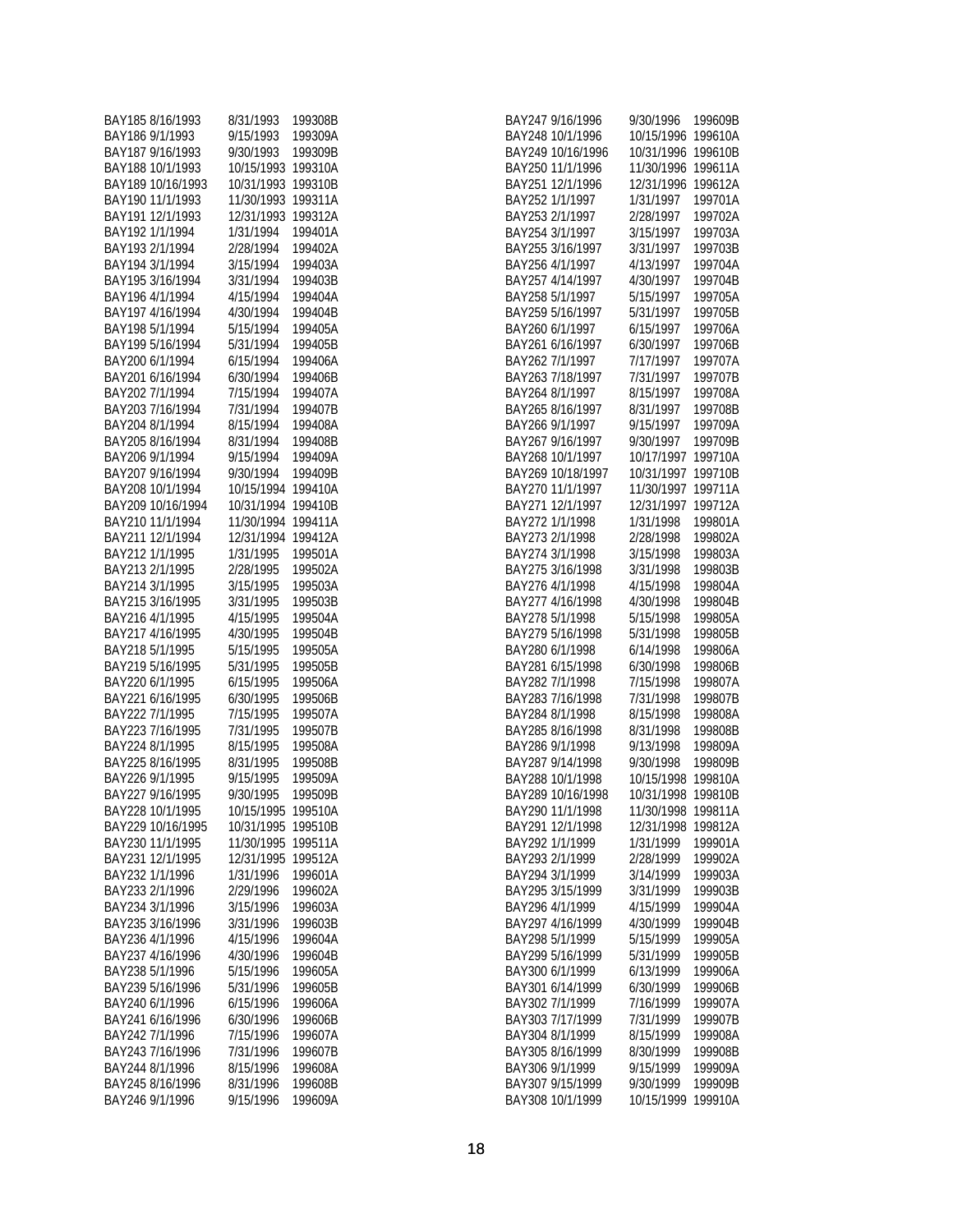| | | | |
|---|---|---|---|
| BAY185 | 8/16/1993 | 8/31/1993 | 199308B |
| BAY186 | 9/1/1993 | 9/15/1993 | 199309A |
| BAY187 | 9/16/1993 | 9/30/1993 | 199309B |
| BAY188 | 10/1/1993 | 10/15/1993 | 199310A |
| BAY189 | 10/16/1993 | 10/31/1993 | 199310B |
| BAY190 | 11/1/1993 | 11/30/1993 | 199311A |
| BAY191 | 12/1/1993 | 12/31/1993 | 199312A |
| BAY192 | 1/1/1994 | 1/31/1994 | 199401A |
| BAY193 | 2/1/1994 | 2/28/1994 | 199402A |
| BAY194 | 3/1/1994 | 3/15/1994 | 199403A |
| BAY195 | 3/16/1994 | 3/31/1994 | 199403B |
| BAY196 | 4/1/1994 | 4/15/1994 | 199404A |
| BAY197 | 4/16/1994 | 4/30/1994 | 199404B |
| BAY198 | 5/1/1994 | 5/15/1994 | 199405A |
| BAY199 | 5/16/1994 | 5/31/1994 | 199405B |
| BAY200 | 6/1/1994 | 6/15/1994 | 199406A |
| BAY201 | 6/16/1994 | 6/30/1994 | 199406B |
| BAY202 | 7/1/1994 | 7/15/1994 | 199407A |
| BAY203 | 7/16/1994 | 7/31/1994 | 199407B |
| BAY204 | 8/1/1994 | 8/15/1994 | 199408A |
| BAY205 | 8/16/1994 | 8/31/1994 | 199408B |
| BAY206 | 9/1/1994 | 9/15/1994 | 199409A |
| BAY207 | 9/16/1994 | 9/30/1994 | 199409B |
| BAY208 | 10/1/1994 | 10/15/1994 | 199410A |
| BAY209 | 10/16/1994 | 10/31/1994 | 199410B |
| BAY210 | 11/1/1994 | 11/30/1994 | 199411A |
| BAY211 | 12/1/1994 | 12/31/1994 | 199412A |
| BAY212 | 1/1/1995 | 1/31/1995 | 199501A |
| BAY213 | 2/1/1995 | 2/28/1995 | 199502A |
| BAY214 | 3/1/1995 | 3/15/1995 | 199503A |
| BAY215 | 3/16/1995 | 3/31/1995 | 199503B |
| BAY216 | 4/1/1995 | 4/15/1995 | 199504A |
| BAY217 | 4/16/1995 | 4/30/1995 | 199504B |
| BAY218 | 5/1/1995 | 5/15/1995 | 199505A |
| BAY219 | 5/16/1995 | 5/31/1995 | 199505B |
| BAY220 | 6/1/1995 | 6/15/1995 | 199506A |
| BAY221 | 6/16/1995 | 6/30/1995 | 199506B |
| BAY222 | 7/1/1995 | 7/15/1995 | 199507A |
| BAY223 | 7/16/1995 | 7/31/1995 | 199507B |
| BAY224 | 8/1/1995 | 8/15/1995 | 199508A |
| BAY225 | 8/16/1995 | 8/31/1995 | 199508B |
| BAY226 | 9/1/1995 | 9/15/1995 | 199509A |
| BAY227 | 9/16/1995 | 9/30/1995 | 199509B |
| BAY228 | 10/1/1995 | 10/15/1995 | 199510A |
| BAY229 | 10/16/1995 | 10/31/1995 | 199510B |
| BAY230 | 11/1/1995 | 11/30/1995 | 199511A |
| BAY231 | 12/1/1995 | 12/31/1995 | 199512A |
| BAY232 | 1/1/1996 | 1/31/1996 | 199601A |
| BAY233 | 2/1/1996 | 2/29/1996 | 199602A |
| BAY234 | 3/1/1996 | 3/15/1996 | 199603A |
| BAY235 | 3/16/1996 | 3/31/1996 | 199603B |
| BAY236 | 4/1/1996 | 4/15/1996 | 199604A |
| BAY237 | 4/16/1996 | 4/30/1996 | 199604B |
| BAY238 | 5/1/1996 | 5/15/1996 | 199605A |
| BAY239 | 5/16/1996 | 5/31/1996 | 199605B |
| BAY240 | 6/1/1996 | 6/15/1996 | 199606A |
| BAY241 | 6/16/1996 | 6/30/1996 | 199606B |
| BAY242 | 7/1/1996 | 7/15/1996 | 199607A |
| BAY243 | 7/16/1996 | 7/31/1996 | 199607B |
| BAY244 | 8/1/1996 | 8/15/1996 | 199608A |
| BAY245 | 8/16/1996 | 8/31/1996 | 199608B |
| BAY246 | 9/1/1996 | 9/15/1996 | 199609A |
| BAY247 | 9/16/1996 | 9/30/1996 | 199609B |
| BAY248 | 10/1/1996 | 10/15/1996 | 199610A |
| BAY249 | 10/16/1996 | 10/31/1996 | 199610B |
| BAY250 | 11/1/1996 | 11/30/1996 | 199611A |
| BAY251 | 12/1/1996 | 12/31/1996 | 199612A |
| BAY252 | 1/1/1997 | 1/31/1997 | 199701A |
| BAY253 | 2/1/1997 | 2/28/1997 | 199702A |
| BAY254 | 3/1/1997 | 3/15/1997 | 199703A |
| BAY255 | 3/16/1997 | 3/31/1997 | 199703B |
| BAY256 | 4/1/1997 | 4/13/1997 | 199704A |
| BAY257 | 4/14/1997 | 4/30/1997 | 199704B |
| BAY258 | 5/1/1997 | 5/15/1997 | 199705A |
| BAY259 | 5/16/1997 | 5/31/1997 | 199705B |
| BAY260 | 6/1/1997 | 6/15/1997 | 199706A |
| BAY261 | 6/16/1997 | 6/30/1997 | 199706B |
| BAY262 | 7/1/1997 | 7/17/1997 | 199707A |
| BAY263 | 7/18/1997 | 7/31/1997 | 199707B |
| BAY264 | 8/1/1997 | 8/15/1997 | 199708A |
| BAY265 | 8/16/1997 | 8/31/1997 | 199708B |
| BAY266 | 9/1/1997 | 9/15/1997 | 199709A |
| BAY267 | 9/16/1997 | 9/30/1997 | 199709B |
| BAY268 | 10/1/1997 | 10/17/1997 | 199710A |
| BAY269 | 10/18/1997 | 10/31/1997 | 199710B |
| BAY270 | 11/1/1997 | 11/30/1997 | 199711A |
| BAY271 | 12/1/1997 | 12/31/1997 | 199712A |
| BAY272 | 1/1/1998 | 1/31/1998 | 199801A |
| BAY273 | 2/1/1998 | 2/28/1998 | 199802A |
| BAY274 | 3/1/1998 | 3/15/1998 | 199803A |
| BAY275 | 3/16/1998 | 3/31/1998 | 199803B |
| BAY276 | 4/1/1998 | 4/15/1998 | 199804A |
| BAY277 | 4/16/1998 | 4/30/1998 | 199804B |
| BAY278 | 5/1/1998 | 5/15/1998 | 199805A |
| BAY279 | 5/16/1998 | 5/31/1998 | 199805B |
| BAY280 | 6/1/1998 | 6/14/1998 | 199806A |
| BAY281 | 6/15/1998 | 6/30/1998 | 199806B |
| BAY282 | 7/1/1998 | 7/15/1998 | 199807A |
| BAY283 | 7/16/1998 | 7/31/1998 | 199807B |
| BAY284 | 8/1/1998 | 8/15/1998 | 199808A |
| BAY285 | 8/16/1998 | 8/31/1998 | 199808B |
| BAY286 | 9/1/1998 | 9/13/1998 | 199809A |
| BAY287 | 9/14/1998 | 9/30/1998 | 199809B |
| BAY288 | 10/1/1998 | 10/15/1998 | 199810A |
| BAY289 | 10/16/1998 | 10/31/1998 | 199810B |
| BAY290 | 11/1/1998 | 11/30/1998 | 199811A |
| BAY291 | 12/1/1998 | 12/31/1998 | 199812A |
| BAY292 | 1/1/1999 | 1/31/1999 | 199901A |
| BAY293 | 2/1/1999 | 2/28/1999 | 199902A |
| BAY294 | 3/1/1999 | 3/14/1999 | 199903A |
| BAY295 | 3/15/1999 | 3/31/1999 | 199903B |
| BAY296 | 4/1/1999 | 4/15/1999 | 199904A |
| BAY297 | 4/16/1999 | 4/30/1999 | 199904B |
| BAY298 | 5/1/1999 | 5/15/1999 | 199905A |
| BAY299 | 5/16/1999 | 5/31/1999 | 199905B |
| BAY300 | 6/1/1999 | 6/13/1999 | 199906A |
| BAY301 | 6/14/1999 | 6/30/1999 | 199906B |
| BAY302 | 7/1/1999 | 7/16/1999 | 199907A |
| BAY303 | 7/17/1999 | 7/31/1999 | 199907B |
| BAY304 | 8/1/1999 | 8/15/1999 | 199908A |
| BAY305 | 8/16/1999 | 8/30/1999 | 199908B |
| BAY306 | 9/1/1999 | 9/15/1999 | 199909A |
| BAY307 | 9/15/1999 | 9/30/1999 | 199909B |
| BAY308 | 10/1/1999 | 10/15/1999 | 199910A |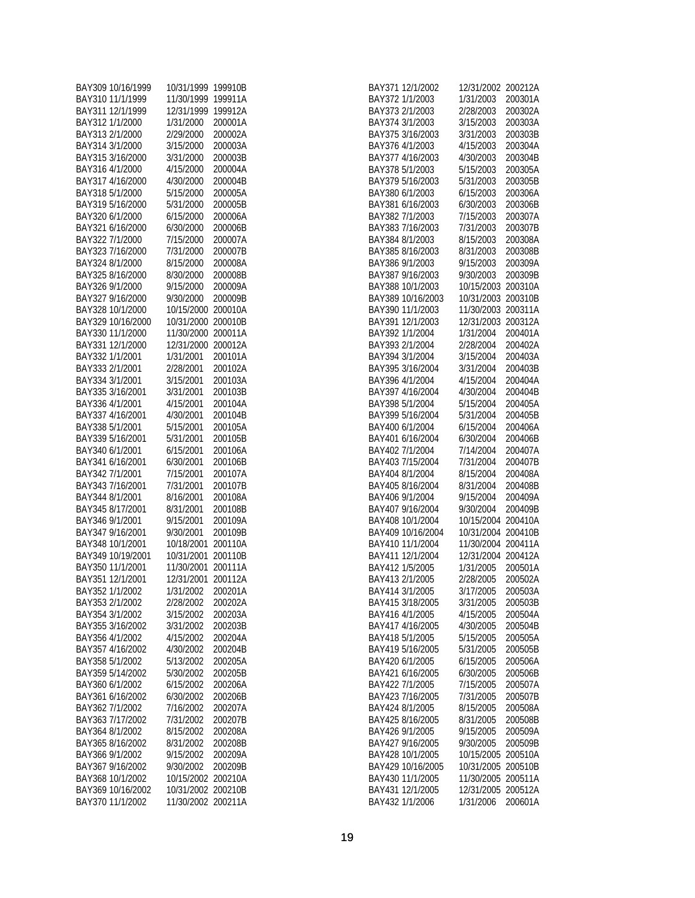| | | | |
|---|---|---|---|
| BAY309 | 10/16/1999 | 10/31/1999 | 199910B |
| BAY310 | 11/1/1999 | 11/30/1999 | 199911A |
| BAY311 | 12/1/1999 | 12/31/1999 | 199912A |
| BAY312 | 1/1/2000 | 1/31/2000 | 200001A |
| BAY313 | 2/1/2000 | 2/29/2000 | 200002A |
| BAY314 | 3/1/2000 | 3/15/2000 | 200003A |
| BAY315 | 3/16/2000 | 3/31/2000 | 200003B |
| BAY316 | 4/1/2000 | 4/15/2000 | 200004A |
| BAY317 | 4/16/2000 | 4/30/2000 | 200004B |
| BAY318 | 5/1/2000 | 5/15/2000 | 200005A |
| BAY319 | 5/16/2000 | 5/31/2000 | 200005B |
| BAY320 | 6/1/2000 | 6/15/2000 | 200006A |
| BAY321 | 6/16/2000 | 6/30/2000 | 200006B |
| BAY322 | 7/1/2000 | 7/15/2000 | 200007A |
| BAY323 | 7/16/2000 | 7/31/2000 | 200007B |
| BAY324 | 8/1/2000 | 8/15/2000 | 200008A |
| BAY325 | 8/16/2000 | 8/30/2000 | 200008B |
| BAY326 | 9/1/2000 | 9/15/2000 | 200009A |
| BAY327 | 9/16/2000 | 9/30/2000 | 200009B |
| BAY328 | 10/1/2000 | 10/15/2000 | 200010A |
| BAY329 | 10/16/2000 | 10/31/2000 | 200010B |
| BAY330 | 11/1/2000 | 11/30/2000 | 200011A |
| BAY331 | 12/1/2000 | 12/31/2000 | 200012A |
| BAY332 | 1/1/2001 | 1/31/2001 | 200101A |
| BAY333 | 2/1/2001 | 2/28/2001 | 200102A |
| BAY334 | 3/1/2001 | 3/15/2001 | 200103A |
| BAY335 | 3/16/2001 | 3/31/2001 | 200103B |
| BAY336 | 4/1/2001 | 4/15/2001 | 200104A |
| BAY337 | 4/16/2001 | 4/30/2001 | 200104B |
| BAY338 | 5/1/2001 | 5/15/2001 | 200105A |
| BAY339 | 5/16/2001 | 5/31/2001 | 200105B |
| BAY340 | 6/1/2001 | 6/15/2001 | 200106A |
| BAY341 | 6/16/2001 | 6/30/2001 | 200106B |
| BAY342 | 7/1/2001 | 7/15/2001 | 200107A |
| BAY343 | 7/16/2001 | 7/31/2001 | 200107B |
| BAY344 | 8/1/2001 | 8/16/2001 | 200108A |
| BAY345 | 8/17/2001 | 8/31/2001 | 200108B |
| BAY346 | 9/1/2001 | 9/15/2001 | 200109A |
| BAY347 | 9/16/2001 | 9/30/2001 | 200109B |
| BAY348 | 10/1/2001 | 10/18/2001 | 200110A |
| BAY349 | 10/19/2001 | 10/31/2001 | 200110B |
| BAY350 | 11/1/2001 | 11/30/2001 | 200111A |
| BAY351 | 12/1/2001 | 12/31/2001 | 200112A |
| BAY352 | 1/1/2002 | 1/31/2002 | 200201A |
| BAY353 | 2/1/2002 | 2/28/2002 | 200202A |
| BAY354 | 3/1/2002 | 3/15/2002 | 200203A |
| BAY355 | 3/16/2002 | 3/31/2002 | 200203B |
| BAY356 | 4/1/2002 | 4/15/2002 | 200204A |
| BAY357 | 4/16/2002 | 4/30/2002 | 200204B |
| BAY358 | 5/1/2002 | 5/13/2002 | 200205A |
| BAY359 | 5/14/2002 | 5/30/2002 | 200205B |
| BAY360 | 6/1/2002 | 6/15/2002 | 200206A |
| BAY361 | 6/16/2002 | 6/30/2002 | 200206B |
| BAY362 | 7/1/2002 | 7/16/2002 | 200207A |
| BAY363 | 7/17/2002 | 7/31/2002 | 200207B |
| BAY364 | 8/1/2002 | 8/15/2002 | 200208A |
| BAY365 | 8/16/2002 | 8/31/2002 | 200208B |
| BAY366 | 9/1/2002 | 9/15/2002 | 200209A |
| BAY367 | 9/16/2002 | 9/30/2002 | 200209B |
| BAY368 | 10/1/2002 | 10/15/2002 | 200210A |
| BAY369 | 10/16/2002 | 10/31/2002 | 200210B |
| BAY370 | 11/1/2002 | 11/30/2002 | 200211A |
| BAY371 | 12/1/2002 | 12/31/2002 | 200212A |
| BAY372 | 1/1/2003 | 1/31/2003 | 200301A |
| BAY373 | 2/1/2003 | 2/28/2003 | 200302A |
| BAY374 | 3/1/2003 | 3/15/2003 | 200303A |
| BAY375 | 3/16/2003 | 3/31/2003 | 200303B |
| BAY376 | 4/1/2003 | 4/15/2003 | 200304A |
| BAY377 | 4/16/2003 | 4/30/2003 | 200304B |
| BAY378 | 5/1/2003 | 5/15/2003 | 200305A |
| BAY379 | 5/16/2003 | 5/31/2003 | 200305B |
| BAY380 | 6/1/2003 | 6/15/2003 | 200306A |
| BAY381 | 6/16/2003 | 6/30/2003 | 200306B |
| BAY382 | 7/1/2003 | 7/15/2003 | 200307A |
| BAY383 | 7/16/2003 | 7/31/2003 | 200307B |
| BAY384 | 8/1/2003 | 8/15/2003 | 200308A |
| BAY385 | 8/16/2003 | 8/31/2003 | 200308B |
| BAY386 | 9/1/2003 | 9/15/2003 | 200309A |
| BAY387 | 9/16/2003 | 9/30/2003 | 200309B |
| BAY388 | 10/1/2003 | 10/15/2003 | 200310A |
| BAY389 | 10/16/2003 | 10/31/2003 | 200310B |
| BAY390 | 11/1/2003 | 11/30/2003 | 200311A |
| BAY391 | 12/1/2003 | 12/31/2003 | 200312A |
| BAY392 | 1/1/2004 | 1/31/2004 | 200401A |
| BAY393 | 2/1/2004 | 2/28/2004 | 200402A |
| BAY394 | 3/1/2004 | 3/15/2004 | 200403A |
| BAY395 | 3/16/2004 | 3/31/2004 | 200403B |
| BAY396 | 4/1/2004 | 4/15/2004 | 200404A |
| BAY397 | 4/16/2004 | 4/30/2004 | 200404B |
| BAY398 | 5/1/2004 | 5/15/2004 | 200405A |
| BAY399 | 5/16/2004 | 5/31/2004 | 200405B |
| BAY400 | 6/1/2004 | 6/15/2004 | 200406A |
| BAY401 | 6/16/2004 | 6/30/2004 | 200406B |
| BAY402 | 7/1/2004 | 7/14/2004 | 200407A |
| BAY403 | 7/15/2004 | 7/31/2004 | 200407B |
| BAY404 | 8/1/2004 | 8/15/2004 | 200408A |
| BAY405 | 8/16/2004 | 8/31/2004 | 200408B |
| BAY406 | 9/1/2004 | 9/15/2004 | 200409A |
| BAY407 | 9/16/2004 | 9/30/2004 | 200409B |
| BAY408 | 10/1/2004 | 10/15/2004 | 200410A |
| BAY409 | 10/16/2004 | 10/31/2004 | 200410B |
| BAY410 | 11/1/2004 | 11/30/2004 | 200411A |
| BAY411 | 12/1/2004 | 12/31/2004 | 200412A |
| BAY412 | 1/5/2005 | 1/31/2005 | 200501A |
| BAY413 | 2/1/2005 | 2/28/2005 | 200502A |
| BAY414 | 3/1/2005 | 3/17/2005 | 200503A |
| BAY415 | 3/18/2005 | 3/31/2005 | 200503B |
| BAY416 | 4/1/2005 | 4/15/2005 | 200504A |
| BAY417 | 4/16/2005 | 4/30/2005 | 200504B |
| BAY418 | 5/1/2005 | 5/15/2005 | 200505A |
| BAY419 | 5/16/2005 | 5/31/2005 | 200505B |
| BAY420 | 6/1/2005 | 6/15/2005 | 200506A |
| BAY421 | 6/16/2005 | 6/30/2005 | 200506B |
| BAY422 | 7/1/2005 | 7/15/2005 | 200507A |
| BAY423 | 7/16/2005 | 7/31/2005 | 200507B |
| BAY424 | 8/1/2005 | 8/15/2005 | 200508A |
| BAY425 | 8/16/2005 | 8/31/2005 | 200508B |
| BAY426 | 9/1/2005 | 9/15/2005 | 200509A |
| BAY427 | 9/16/2005 | 9/30/2005 | 200509B |
| BAY428 | 10/1/2005 | 10/15/2005 | 200510A |
| BAY429 | 10/16/2005 | 10/31/2005 | 200510B |
| BAY430 | 11/1/2005 | 11/30/2005 | 200511A |
| BAY431 | 12/1/2005 | 12/31/2005 | 200512A |
| BAY432 | 1/1/2006 | 1/31/2006 | 200601A |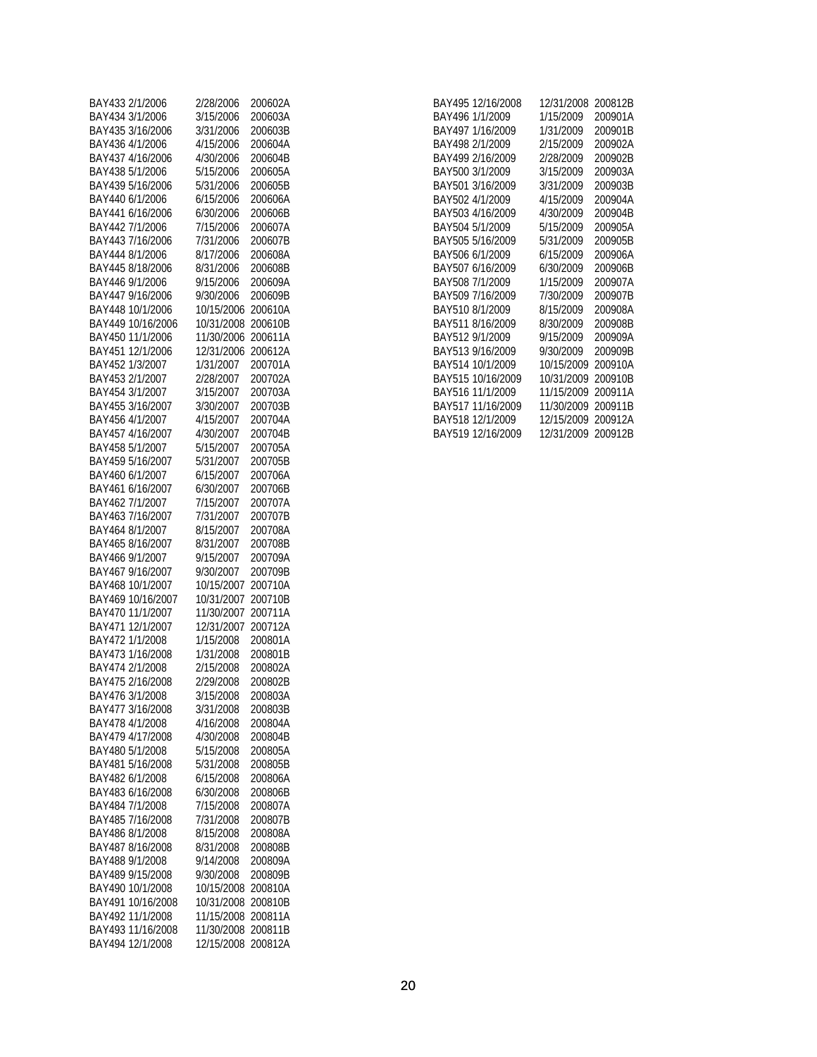| | | |
|---|---|---|
| BAY433 2/1/2006 | 2/28/2006 | 200602A |
| BAY434 3/1/2006 | 3/15/2006 | 200603A |
| BAY435 3/16/2006 | 3/31/2006 | 200603B |
| BAY436 4/1/2006 | 4/15/2006 | 200604A |
| BAY437 4/16/2006 | 4/30/2006 | 200604B |
| BAY438 5/1/2006 | 5/15/2006 | 200605A |
| BAY439 5/16/2006 | 5/31/2006 | 200605B |
| BAY440 6/1/2006 | 6/15/2006 | 200606A |
| BAY441 6/16/2006 | 6/30/2006 | 200606B |
| BAY442 7/1/2006 | 7/15/2006 | 200607A |
| BAY443 7/16/2006 | 7/31/2006 | 200607B |
| BAY444 8/1/2006 | 8/17/2006 | 200608A |
| BAY445 8/18/2006 | 8/31/2006 | 200608B |
| BAY446 9/1/2006 | 9/15/2006 | 200609A |
| BAY447 9/16/2006 | 9/30/2006 | 200609B |
| BAY448 10/1/2006 | 10/15/2006 | 200610A |
| BAY449 10/16/2006 | 10/31/2008 | 200610B |
| BAY450 11/1/2006 | 11/30/2006 | 200611A |
| BAY451 12/1/2006 | 12/31/2006 | 200612A |
| BAY452 1/3/2007 | 1/31/2007 | 200701A |
| BAY453 2/1/2007 | 2/28/2007 | 200702A |
| BAY454 3/1/2007 | 3/15/2007 | 200703A |
| BAY455 3/16/2007 | 3/30/2007 | 200703B |
| BAY456 4/1/2007 | 4/15/2007 | 200704A |
| BAY457 4/16/2007 | 4/30/2007 | 200704B |
| BAY458 5/1/2007 | 5/15/2007 | 200705A |
| BAY459 5/16/2007 | 5/31/2007 | 200705B |
| BAY460 6/1/2007 | 6/15/2007 | 200706A |
| BAY461 6/16/2007 | 6/30/2007 | 200706B |
| BAY462 7/1/2007 | 7/15/2007 | 200707A |
| BAY463 7/16/2007 | 7/31/2007 | 200707B |
| BAY464 8/1/2007 | 8/15/2007 | 200708A |
| BAY465 8/16/2007 | 8/31/2007 | 200708B |
| BAY466 9/1/2007 | 9/15/2007 | 200709A |
| BAY467 9/16/2007 | 9/30/2007 | 200709B |
| BAY468 10/1/2007 | 10/15/2007 | 200710A |
| BAY469 10/16/2007 | 10/31/2007 | 200710B |
| BAY470 11/1/2007 | 11/30/2007 | 200711A |
| BAY471 12/1/2007 | 12/31/2007 | 200712A |
| BAY472 1/1/2008 | 1/15/2008 | 200801A |
| BAY473 1/16/2008 | 1/31/2008 | 200801B |
| BAY474 2/1/2008 | 2/15/2008 | 200802A |
| BAY475 2/16/2008 | 2/29/2008 | 200802B |
| BAY476 3/1/2008 | 3/15/2008 | 200803A |
| BAY477 3/16/2008 | 3/31/2008 | 200803B |
| BAY478 4/1/2008 | 4/16/2008 | 200804A |
| BAY479 4/17/2008 | 4/30/2008 | 200804B |
| BAY480 5/1/2008 | 5/15/2008 | 200805A |
| BAY481 5/16/2008 | 5/31/2008 | 200805B |
| BAY482 6/1/2008 | 6/15/2008 | 200806A |
| BAY483 6/16/2008 | 6/30/2008 | 200806B |
| BAY484 7/1/2008 | 7/15/2008 | 200807A |
| BAY485 7/16/2008 | 7/31/2008 | 200807B |
| BAY486 8/1/2008 | 8/15/2008 | 200808A |
| BAY487 8/16/2008 | 8/31/2008 | 200808B |
| BAY488 9/1/2008 | 9/14/2008 | 200809A |
| BAY489 9/15/2008 | 9/30/2008 | 200809B |
| BAY490 10/1/2008 | 10/15/2008 | 200810A |
| BAY491 10/16/2008 | 10/31/2008 | 200810B |
| BAY492 11/1/2008 | 11/15/2008 | 200811A |
| BAY493 11/16/2008 | 11/30/2008 | 200811B |
| BAY494 12/1/2008 | 12/15/2008 | 200812A |
| BAY495 12/16/2008 | 12/31/2008 | 200812B |
| BAY496 1/1/2009 | 1/15/2009 | 200901A |
| BAY497 1/16/2009 | 1/31/2009 | 200901B |
| BAY498 2/1/2009 | 2/15/2009 | 200902A |
| BAY499 2/16/2009 | 2/28/2009 | 200902B |
| BAY500 3/1/2009 | 3/15/2009 | 200903A |
| BAY501 3/16/2009 | 3/31/2009 | 200903B |
| BAY502 4/1/2009 | 4/15/2009 | 200904A |
| BAY503 4/16/2009 | 4/30/2009 | 200904B |
| BAY504 5/1/2009 | 5/15/2009 | 200905A |
| BAY505 5/16/2009 | 5/31/2009 | 200905B |
| BAY506 6/1/2009 | 6/15/2009 | 200906A |
| BAY507 6/16/2009 | 6/30/2009 | 200906B |
| BAY508 7/1/2009 | 1/15/2009 | 200907A |
| BAY509 7/16/2009 | 7/30/2009 | 200907B |
| BAY510 8/1/2009 | 8/15/2009 | 200908A |
| BAY511 8/16/2009 | 8/30/2009 | 200908B |
| BAY512 9/1/2009 | 9/15/2009 | 200909A |
| BAY513 9/16/2009 | 9/30/2009 | 200909B |
| BAY514 10/1/2009 | 10/15/2009 | 200910A |
| BAY515 10/16/2009 | 10/31/2009 | 200910B |
| BAY516 11/1/2009 | 11/15/2009 | 200911A |
| BAY517 11/16/2009 | 11/30/2009 | 200911B |
| BAY518 12/1/2009 | 12/15/2009 | 200912A |
| BAY519 12/16/2009 | 12/31/2009 | 200912B |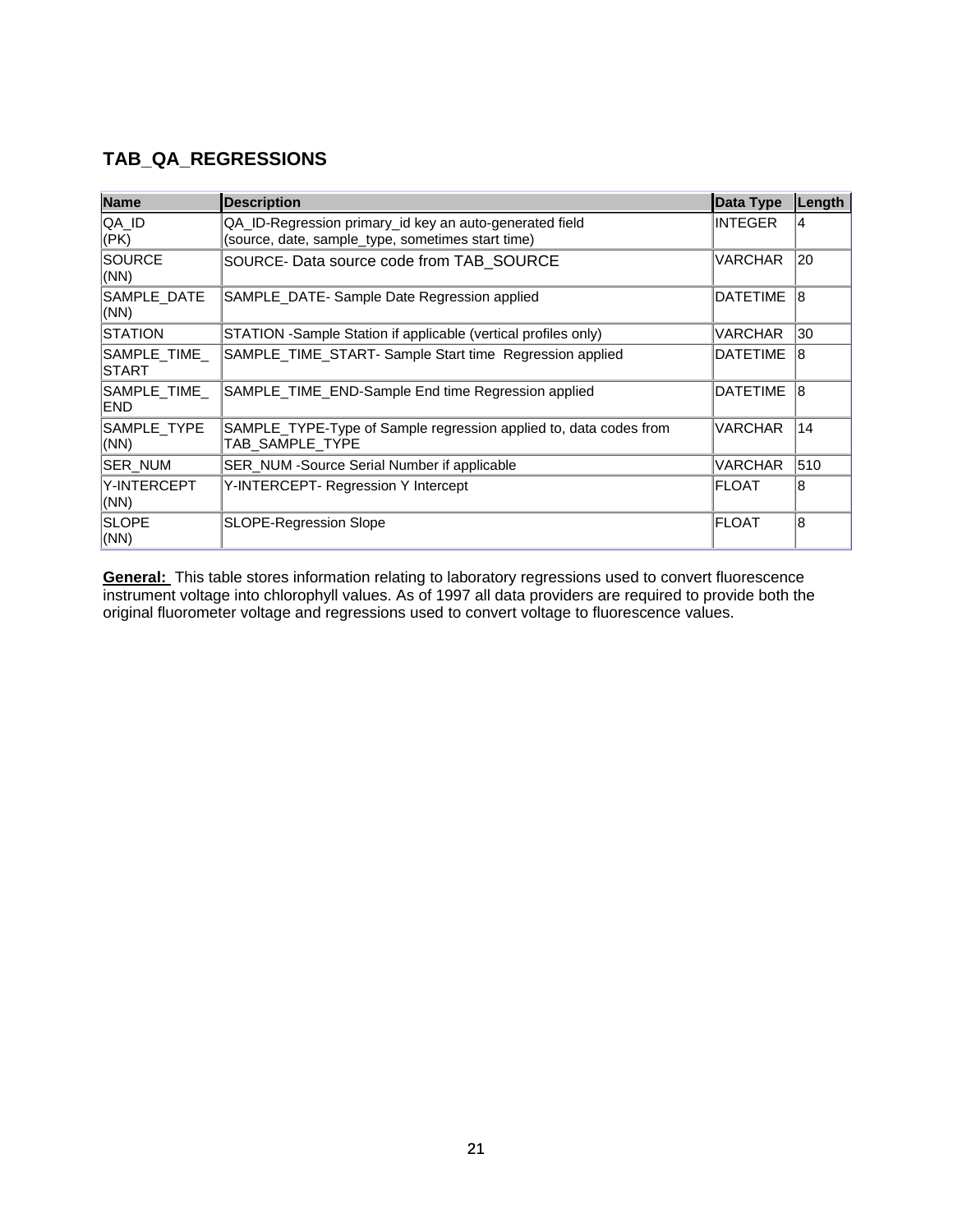## TAB_QA_REGRESSIONS

| Name | Description | Data Type | Length |
|---|---|---|---|
| QA_ID (PK) | QA_ID-Regression primary_id key an auto-generated field (source, date, sample_type, sometimes start time) | INTEGER | 4 |
| SOURCE (NN) | SOURCE- Data source code from TAB_SOURCE | VARCHAR | 20 |
| SAMPLE_DATE (NN) | SAMPLE_DATE- Sample Date Regression applied | DATETIME | 8 |
| STATION | STATION -Sample Station if applicable (vertical profiles only) | VARCHAR | 30 |
| SAMPLE_TIME_START | SAMPLE_TIME_START- Sample Start time Regression applied | DATETIME | 8 |
| SAMPLE_TIME_END | SAMPLE_TIME_END-Sample End time Regression applied | DATETIME | 8 |
| SAMPLE_TYPE (NN) | SAMPLE_TYPE-Type of Sample regression applied to, data codes from TAB_SAMPLE_TYPE | VARCHAR | 14 |
| SER_NUM | SER_NUM -Source Serial Number if applicable | VARCHAR | 510 |
| Y-INTERCEPT (NN) | Y-INTERCEPT- Regression Y Intercept | FLOAT | 8 |
| SLOPE (NN) | SLOPE-Regression Slope | FLOAT | 8 |

**General:** This table stores information relating to laboratory regressions used to convert fluorescence instrument voltage into chlorophyll values. As of 1997 all data providers are required to provide both the original fluorometer voltage and regressions used to convert voltage to fluorescence values.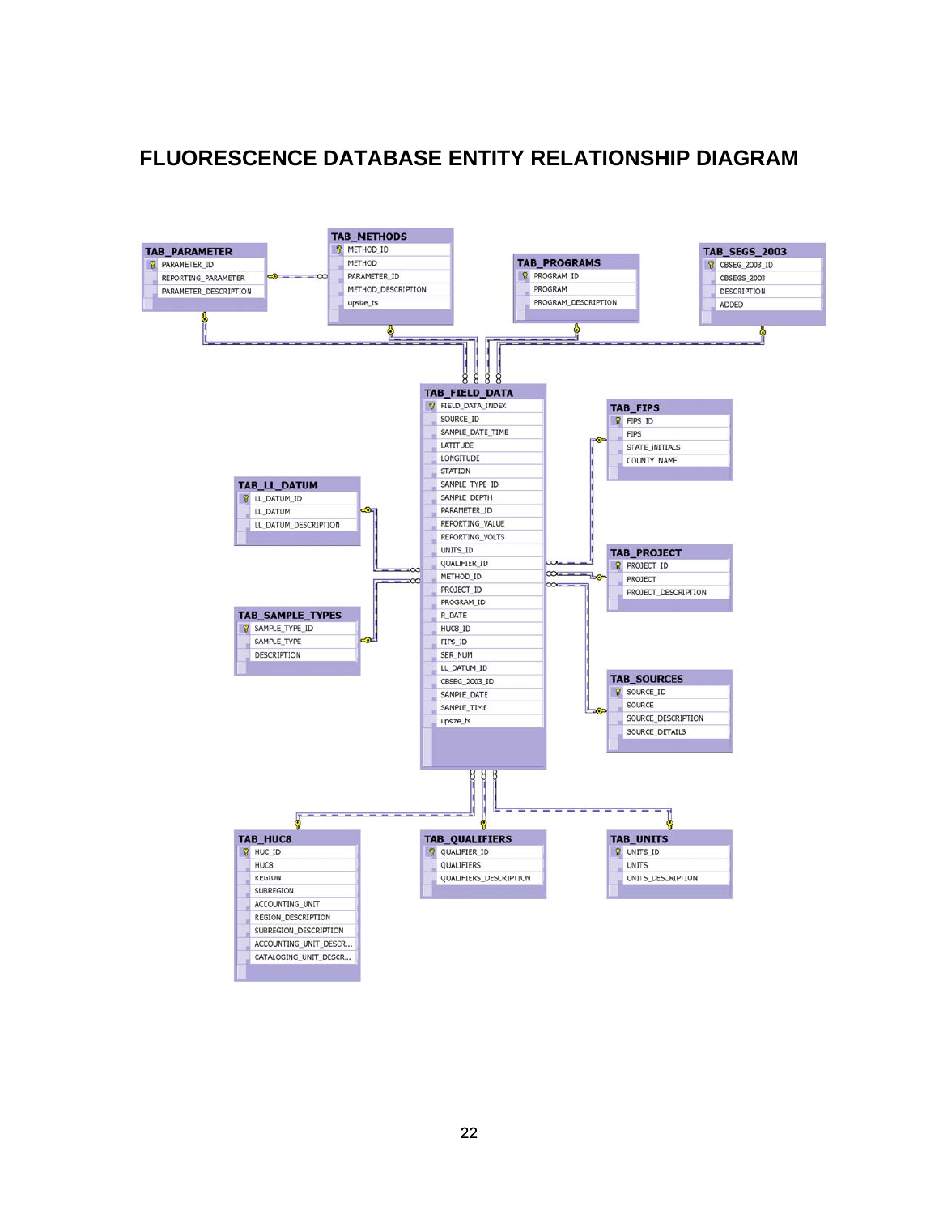# FLUORESCENCE DATABASE ENTITY RELATIONSHIP DIAGRAM

TAB_PARAMETER
PARAMETER_ID
REPORTING_PARAMETER
PARAMETER_DESCRIPTION

TAB_METHODS
METHOD_ID
METHOD
PARAMETER_ID
METHOD_DESCRIPTION
upsize_ts

TAB_PROGRAMS
PROGRAM_ID
PROGRAM
PROGRAM_DESCRIPTION

TAB_SEGS_2003
CBSEG_2003_ID
CBSEGS_2003
DESCRIPTION
ADDED

TAB_FIELD_DATA
FIELD_DATA_INDEX
SOURCE_ID
SAMPLE_DATE_TIME
LATITUDE
LONGITUDE
STATION
SAMPLE_TYPE_ID
SAMPLE_DEPTH
PARAMETER_ID
REPORTING_VALUE
REPORTING_VOLTS
UNITS_ID
QUALIFIER_ID
METHOD_ID
PROJECT_ID
PROGRAM_ID
R_DATE
HUC8_ID
FIPS_ID
SER_NUM
LL_DATUM_ID
CBSEG_2003_ID
SAMPLE_DATE
SAMPLE_TIME
upsize_ts

TAB_FIPS
FIPS_ID
FIPS
STATE_INITIALS
COUNTY NAME

TAB_LL_DATUM
LL_DATUM_ID
LL_DATUM
LL_DATUM_DESCRIPTION

TAB_PROJECT
PROJECT_ID
PROJECT
PROJECT_DESCRIPTION

TAB_SAMPLE_TYPES
SAMPLE_TYPE_ID
SAMPLE_TYPE
DESCRIPTION

TAB_SOURCES
SOURCE_ID
SOURCE
SOURCE_DESCRIPTION
SOURCE_DETAILS

TAB_HUC8
HUC_ID
HUC8
REGION
SUBREGION
ACCOUNTING_UNIT
REGION_DESCRIPTION
SUBREGION_DESCRIPTION
ACCOUNTING_UNIT_DESCR...
CATALOGING_UNIT_DESCR...

TAB_QUALIFIERS
QUALIFIER_ID
QUALIFIERS
QUALIFIERS_DESCRIPTION

TAB_UNITS
UNITS_ID
UNITS
UNITS_DESCRIPTION